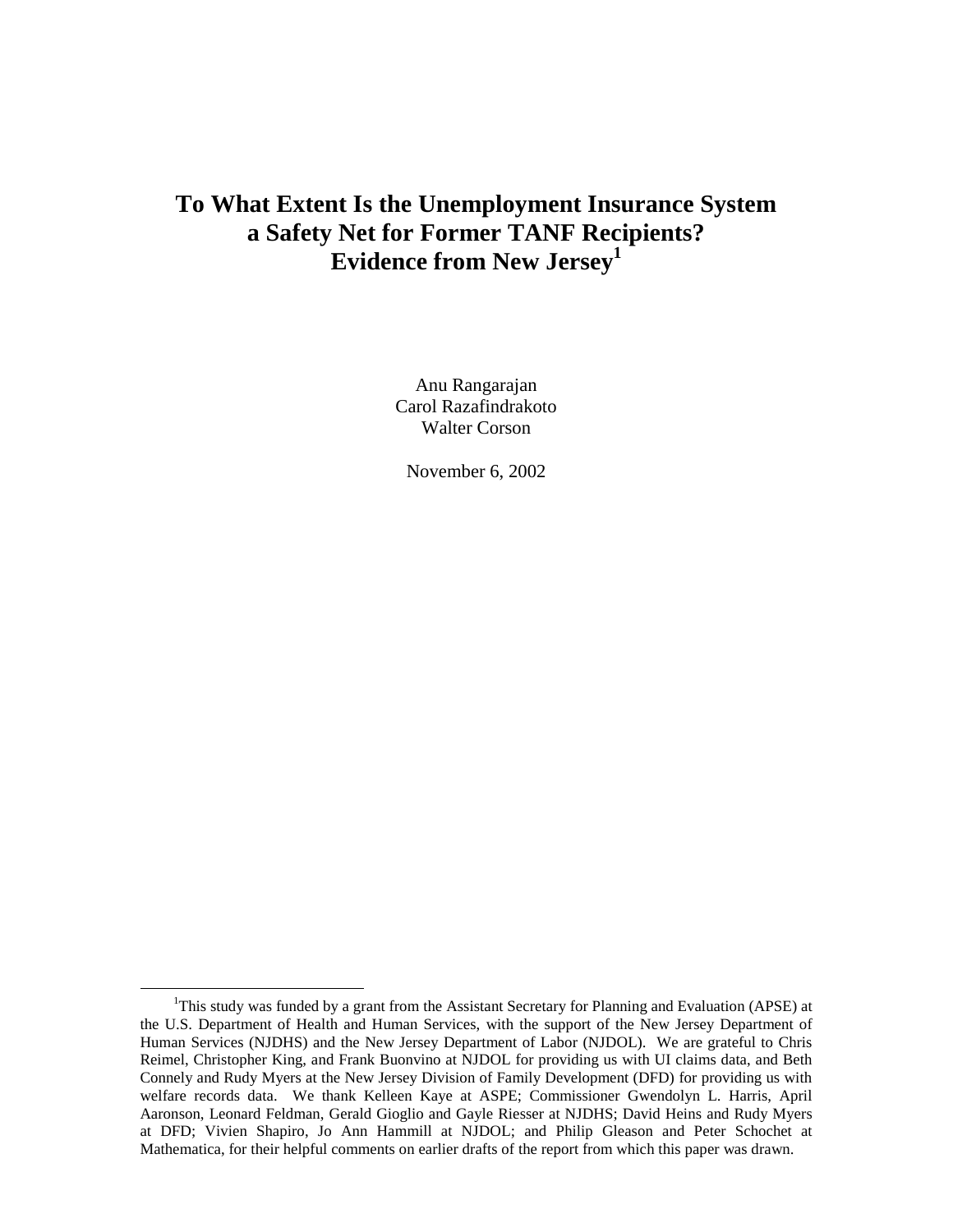# To What Extent Is the Unemployment Insurance System a Safety Net for Former TANF Recipients? Evidence from New Jersey[1]

Anu Rangarajan
Carol Razafindrakoto
Walter Corson

November 6, 2002

[1]This study was funded by a grant from the Assistant Secretary for Planning and Evaluation (APSE) at the U.S. Department of Health and Human Services, with the support of the New Jersey Department of Human Services (NJDHS) and the New Jersey Department of Labor (NJDOL). We are grateful to Chris Reimel, Christopher King, and Frank Buonvino at NJDOL for providing us with UI claims data, and Beth Connely and Rudy Myers at the New Jersey Division of Family Development (DFD) for providing us with welfare records data. We thank Kelleen Kaye at ASPE; Commissioner Gwendolyn L. Harris, April Aaronson, Leonard Feldman, Gerald Gioglio and Gayle Riesser at NJDHS; David Heins and Rudy Myers at DFD; Vivien Shapiro, Jo Ann Hammill at NJDOL; and Philip Gleason and Peter Schochet at Mathematica, for their helpful comments on earlier drafts of the report from which this paper was drawn.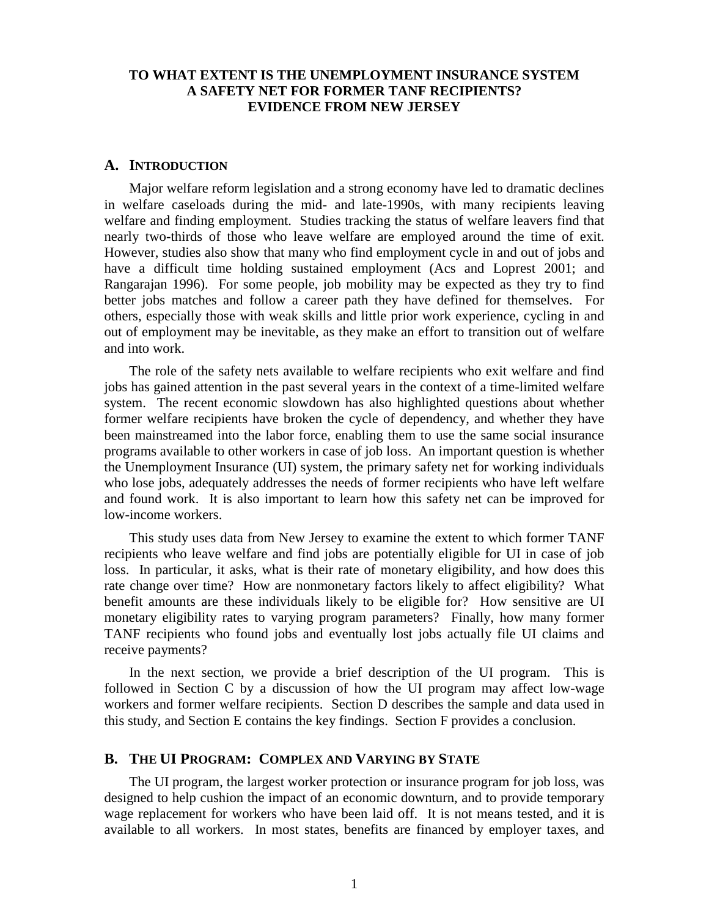**TO WHAT EXTENT IS THE UNEMPLOYMENT INSURANCE SYSTEM A SAFETY NET FOR FORMER TANF RECIPIENTS? EVIDENCE FROM NEW JERSEY**

## A. INTRODUCTION

Major welfare reform legislation and a strong economy have led to dramatic declines in welfare caseloads during the mid- and late-1990s, with many recipients leaving welfare and finding employment. Studies tracking the status of welfare leavers find that nearly two-thirds of those who leave welfare are employed around the time of exit. However, studies also show that many who find employment cycle in and out of jobs and have a difficult time holding sustained employment (Acs and Loprest 2001; and Rangarajan 1996). For some people, job mobility may be expected as they try to find better jobs matches and follow a career path they have defined for themselves. For others, especially those with weak skills and little prior work experience, cycling in and out of employment may be inevitable, as they make an effort to transition out of welfare and into work.

The role of the safety nets available to welfare recipients who exit welfare and find jobs has gained attention in the past several years in the context of a time-limited welfare system. The recent economic slowdown has also highlighted questions about whether former welfare recipients have broken the cycle of dependency, and whether they have been mainstreamed into the labor force, enabling them to use the same social insurance programs available to other workers in case of job loss. An important question is whether the Unemployment Insurance (UI) system, the primary safety net for working individuals who lose jobs, adequately addresses the needs of former recipients who have left welfare and found work. It is also important to learn how this safety net can be improved for low-income workers.

This study uses data from New Jersey to examine the extent to which former TANF recipients who leave welfare and find jobs are potentially eligible for UI in case of job loss. In particular, it asks, what is their rate of monetary eligibility, and how does this rate change over time? How are nonmonetary factors likely to affect eligibility? What benefit amounts are these individuals likely to be eligible for? How sensitive are UI monetary eligibility rates to varying program parameters? Finally, how many former TANF recipients who found jobs and eventually lost jobs actually file UI claims and receive payments?

In the next section, we provide a brief description of the UI program. This is followed in Section C by a discussion of how the UI program may affect low-wage workers and former welfare recipients. Section D describes the sample and data used in this study, and Section E contains the key findings. Section F provides a conclusion.

## B. THE UI PROGRAM: COMPLEX AND VARYING BY STATE

The UI program, the largest worker protection or insurance program for job loss, was designed to help cushion the impact of an economic downturn, and to provide temporary wage replacement for workers who have been laid off. It is not means tested, and it is available to all workers. In most states, benefits are financed by employer taxes, and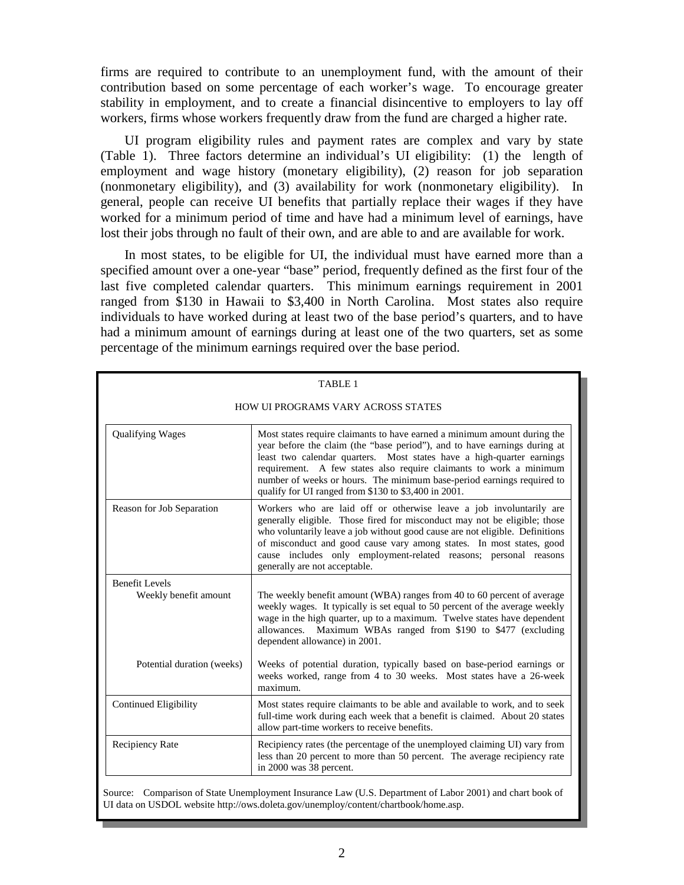firms are required to contribute to an unemployment fund, with the amount of their contribution based on some percentage of each worker's wage. To encourage greater stability in employment, and to create a financial disincentive to employers to lay off workers, firms whose workers frequently draw from the fund are charged a higher rate.

UI program eligibility rules and payment rates are complex and vary by state (Table 1). Three factors determine an individual's UI eligibility: (1) the length of employment and wage history (monetary eligibility), (2) reason for job separation (nonmonetary eligibility), and (3) availability for work (nonmonetary eligibility). In general, people can receive UI benefits that partially replace their wages if they have worked for a minimum period of time and have had a minimum level of earnings, have lost their jobs through no fault of their own, and are able to and are available for work.

In most states, to be eligible for UI, the individual must have earned more than a specified amount over a one-year "base" period, frequently defined as the first four of the last five completed calendar quarters. This minimum earnings requirement in 2001 ranged from $130 in Hawaii to $3,400 in North Carolina. Most states also require individuals to have worked during at least two of the base period's quarters, and to have had a minimum amount of earnings during at least one of the two quarters, set as some percentage of the minimum earnings required over the base period.

TABLE 1

HOW UI PROGRAMS VARY ACROSS STATES

| | |
|---|---|
| Qualifying Wages | Most states require claimants to have earned a minimum amount during the year before the claim (the "base period"), and to have earnings during at least two calendar quarters. Most states have a high-quarter earnings requirement. A few states also require claimants to work a minimum number of weeks or hours. The minimum base-period earnings required to qualify for UI ranged from $130 to $3,400 in 2001. |
| Reason for Job Separation | Workers who are laid off or otherwise leave a job involuntarily are generally eligible. Those fired for misconduct may not be eligible; those who voluntarily leave a job without good cause are not eligible. Definitions of misconduct and good cause vary among states. In most states, good cause includes only employment-related reasons; personal reasons generally are not acceptable. |
| Benefit Levels | |
| Weekly benefit amount | The weekly benefit amount (WBA) ranges from 40 to 60 percent of average weekly wages. It typically is set equal to 50 percent of the average weekly wage in the high quarter, up to a maximum. Twelve states have dependent allowances. Maximum WBAs ranged from $190 to $477 (excluding dependent allowance) in 2001. |
| Potential duration (weeks) | Weeks of potential duration, typically based on base-period earnings or weeks worked, range from 4 to 30 weeks. Most states have a 26-week maximum. |
| Continued Eligibility | Most states require claimants to be able and available to work, and to seek full-time work during each week that a benefit is claimed. About 20 states allow part-time workers to receive benefits. |
| Recipiency Rate | Recipiency rates (the percentage of the unemployed claiming UI) vary from less than 20 percent to more than 50 percent. The average recipiency rate in 2000 was 38 percent. |

Source: Comparison of State Unemployment Insurance Law (U.S. Department of Labor 2001) and chart book of UI data on USDOL website http://ows.doleta.gov/unemploy/content/chartbook/home.asp.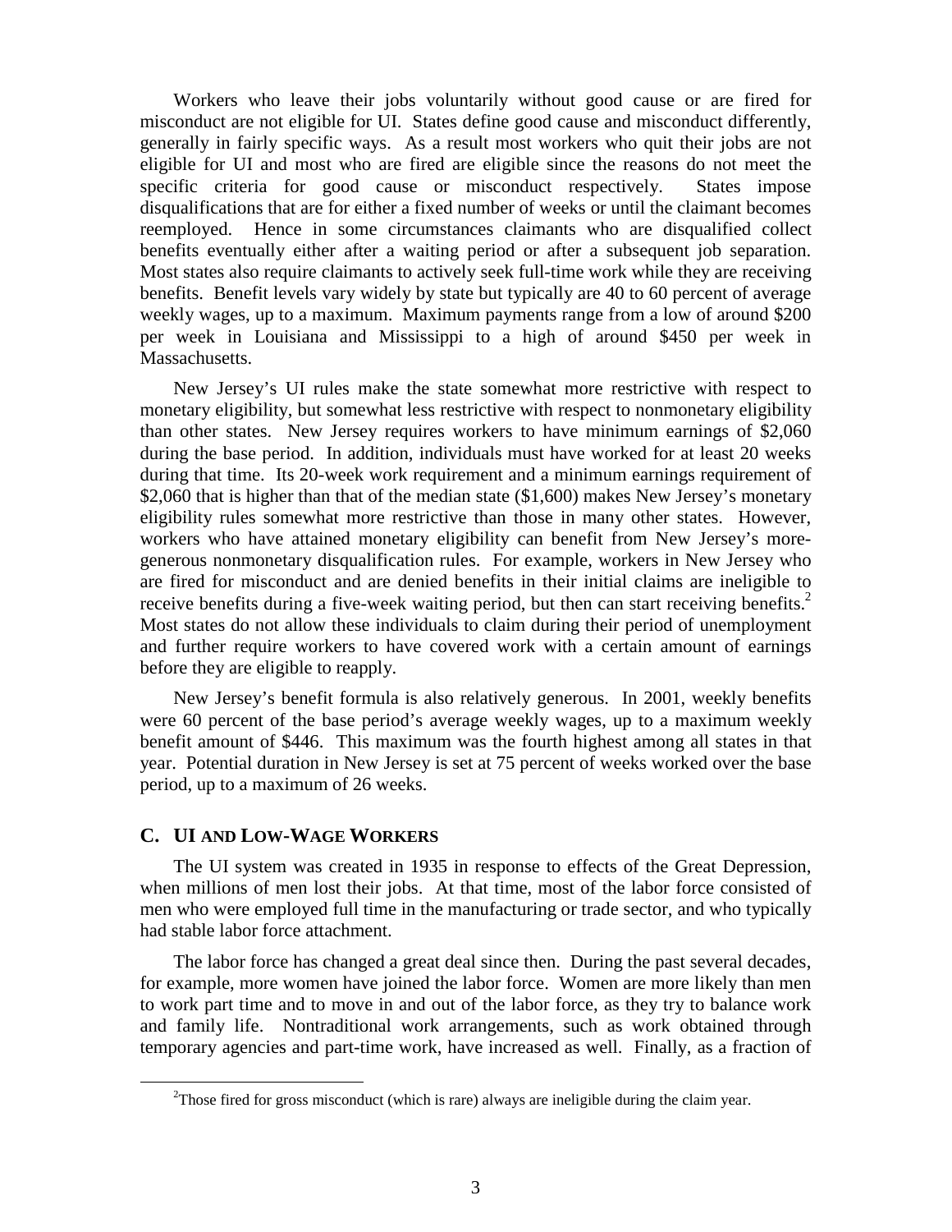Workers who leave their jobs voluntarily without good cause or are fired for misconduct are not eligible for UI. States define good cause and misconduct differently, generally in fairly specific ways. As a result most workers who quit their jobs are not eligible for UI and most who are fired are eligible since the reasons do not meet the specific criteria for good cause or misconduct respectively. States impose disqualifications that are for either a fixed number of weeks or until the claimant becomes reemployed. Hence in some circumstances claimants who are disqualified collect benefits eventually either after a waiting period or after a subsequent job separation. Most states also require claimants to actively seek full-time work while they are receiving benefits. Benefit levels vary widely by state but typically are 40 to 60 percent of average weekly wages, up to a maximum. Maximum payments range from a low of around \$200 per week in Louisiana and Mississippi to a high of around \$450 per week in Massachusetts.

New Jersey's UI rules make the state somewhat more restrictive with respect to monetary eligibility, but somewhat less restrictive with respect to nonmonetary eligibility than other states. New Jersey requires workers to have minimum earnings of \$2,060 during the base period. In addition, individuals must have worked for at least 20 weeks during that time. Its 20-week work requirement and a minimum earnings requirement of \$2,060 that is higher than that of the median state (\$1,600) makes New Jersey's monetary eligibility rules somewhat more restrictive than those in many other states. However, workers who have attained monetary eligibility can benefit from New Jersey's more-generous nonmonetary disqualification rules. For example, workers in New Jersey who are fired for misconduct and are denied benefits in their initial claims are ineligible to receive benefits during a five-week waiting period, but then can start receiving benefits.[2] Most states do not allow these individuals to claim during their period of unemployment and further require workers to have covered work with a certain amount of earnings before they are eligible to reapply.

New Jersey's benefit formula is also relatively generous. In 2001, weekly benefits were 60 percent of the base period's average weekly wages, up to a maximum weekly benefit amount of \$446. This maximum was the fourth highest among all states in that year. Potential duration in New Jersey is set at 75 percent of weeks worked over the base period, up to a maximum of 26 weeks.

### C. UI AND LOW-WAGE WORKERS

The UI system was created in 1935 in response to effects of the Great Depression, when millions of men lost their jobs. At that time, most of the labor force consisted of men who were employed full time in the manufacturing or trade sector, and who typically had stable labor force attachment.

The labor force has changed a great deal since then. During the past several decades, for example, more women have joined the labor force. Women are more likely than men to work part time and to move in and out of the labor force, as they try to balance work and family life. Nontraditional work arrangements, such as work obtained through temporary agencies and part-time work, have increased as well. Finally, as a fraction of

[2] Those fired for gross misconduct (which is rare) always are ineligible during the claim year.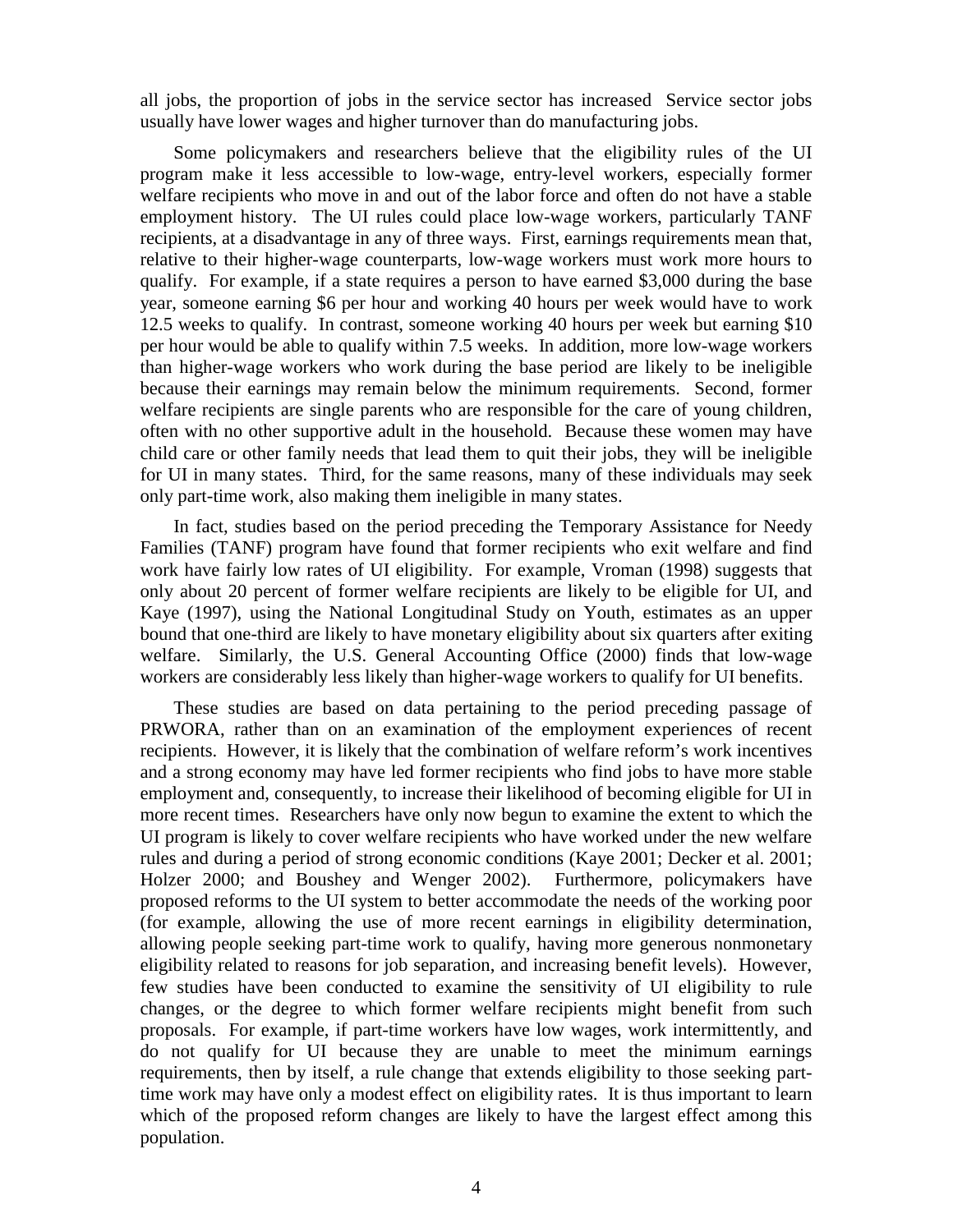all jobs, the proportion of jobs in the service sector has increased Service sector jobs usually have lower wages and higher turnover than do manufacturing jobs.

Some policymakers and researchers believe that the eligibility rules of the UI program make it less accessible to low-wage, entry-level workers, especially former welfare recipients who move in and out of the labor force and often do not have a stable employment history. The UI rules could place low-wage workers, particularly TANF recipients, at a disadvantage in any of three ways. First, earnings requirements mean that, relative to their higher-wage counterparts, low-wage workers must work more hours to qualify. For example, if a state requires a person to have earned $3,000 during the base year, someone earning $6 per hour and working 40 hours per week would have to work 12.5 weeks to qualify. In contrast, someone working 40 hours per week but earning $10 per hour would be able to qualify within 7.5 weeks. In addition, more low-wage workers than higher-wage workers who work during the base period are likely to be ineligible because their earnings may remain below the minimum requirements. Second, former welfare recipients are single parents who are responsible for the care of young children, often with no other supportive adult in the household. Because these women may have child care or other family needs that lead them to quit their jobs, they will be ineligible for UI in many states. Third, for the same reasons, many of these individuals may seek only part-time work, also making them ineligible in many states.

In fact, studies based on the period preceding the Temporary Assistance for Needy Families (TANF) program have found that former recipients who exit welfare and find work have fairly low rates of UI eligibility. For example, Vroman (1998) suggests that only about 20 percent of former welfare recipients are likely to be eligible for UI, and Kaye (1997), using the National Longitudinal Study on Youth, estimates as an upper bound that one-third are likely to have monetary eligibility about six quarters after exiting welfare. Similarly, the U.S. General Accounting Office (2000) finds that low-wage workers are considerably less likely than higher-wage workers to qualify for UI benefits.

These studies are based on data pertaining to the period preceding passage of PRWORA, rather than on an examination of the employment experiences of recent recipients. However, it is likely that the combination of welfare reform's work incentives and a strong economy may have led former recipients who find jobs to have more stable employment and, consequently, to increase their likelihood of becoming eligible for UI in more recent times. Researchers have only now begun to examine the extent to which the UI program is likely to cover welfare recipients who have worked under the new welfare rules and during a period of strong economic conditions (Kaye 2001; Decker et al. 2001; Holzer 2000; and Boushey and Wenger 2002). Furthermore, policymakers have proposed reforms to the UI system to better accommodate the needs of the working poor (for example, allowing the use of more recent earnings in eligibility determination, allowing people seeking part-time work to qualify, having more generous nonmonetary eligibility related to reasons for job separation, and increasing benefit levels). However, few studies have been conducted to examine the sensitivity of UI eligibility to rule changes, or the degree to which former welfare recipients might benefit from such proposals. For example, if part-time workers have low wages, work intermittently, and do not qualify for UI because they are unable to meet the minimum earnings requirements, then by itself, a rule change that extends eligibility to those seeking part-time work may have only a modest effect on eligibility rates. It is thus important to learn which of the proposed reform changes are likely to have the largest effect among this population.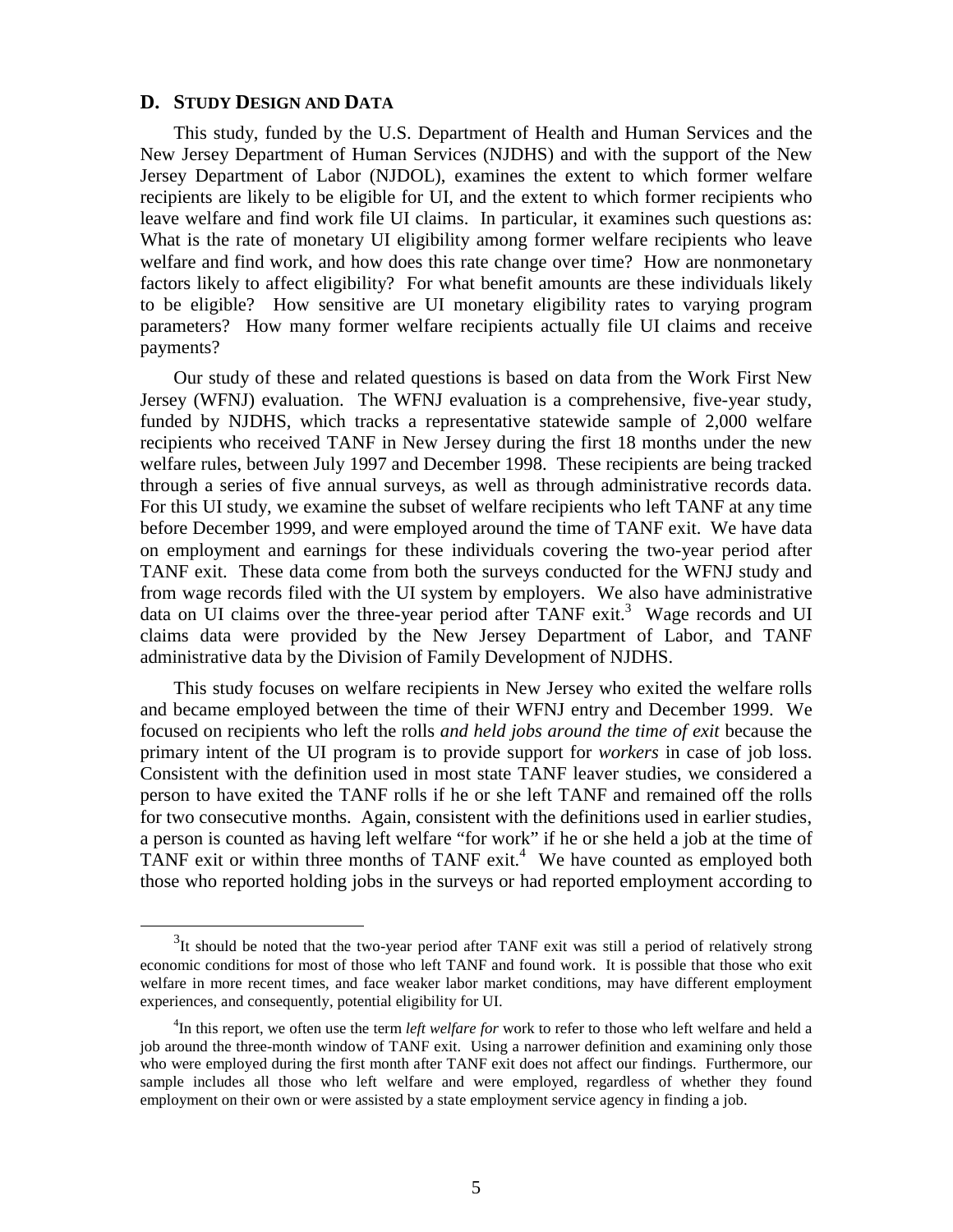## D. STUDY DESIGN AND DATA

This study, funded by the U.S. Department of Health and Human Services and the New Jersey Department of Human Services (NJDHS) and with the support of the New Jersey Department of Labor (NJDOL), examines the extent to which former welfare recipients are likely to be eligible for UI, and the extent to which former recipients who leave welfare and find work file UI claims. In particular, it examines such questions as: What is the rate of monetary UI eligibility among former welfare recipients who leave welfare and find work, and how does this rate change over time? How are nonmonetary factors likely to affect eligibility? For what benefit amounts are these individuals likely to be eligible? How sensitive are UI monetary eligibility rates to varying program parameters? How many former welfare recipients actually file UI claims and receive payments?

Our study of these and related questions is based on data from the Work First New Jersey (WFNJ) evaluation. The WFNJ evaluation is a comprehensive, five-year study, funded by NJDHS, which tracks a representative statewide sample of 2,000 welfare recipients who received TANF in New Jersey during the first 18 months under the new welfare rules, between July 1997 and December 1998. These recipients are being tracked through a series of five annual surveys, as well as through administrative records data. For this UI study, we examine the subset of welfare recipients who left TANF at any time before December 1999, and were employed around the time of TANF exit. We have data on employment and earnings for these individuals covering the two-year period after TANF exit. These data come from both the surveys conducted for the WFNJ study and from wage records filed with the UI system by employers. We also have administrative data on UI claims over the three-year period after TANF exit.[3] Wage records and UI claims data were provided by the New Jersey Department of Labor, and TANF administrative data by the Division of Family Development of NJDHS.

This study focuses on welfare recipients in New Jersey who exited the welfare rolls and became employed between the time of their WFNJ entry and December 1999. We focused on recipients who left the rolls *and held jobs around the time of exit* because the primary intent of the UI program is to provide support for *workers* in case of job loss. Consistent with the definition used in most state TANF leaver studies, we considered a person to have exited the TANF rolls if he or she left TANF and remained off the rolls for two consecutive months. Again, consistent with the definitions used in earlier studies, a person is counted as having left welfare "for work" if he or she held a job at the time of TANF exit or within three months of TANF exit.[4] We have counted as employed both those who reported holding jobs in the surveys or had reported employment according to

[3] It should be noted that the two-year period after TANF exit was still a period of relatively strong economic conditions for most of those who left TANF and found work. It is possible that those who exit welfare in more recent times, and face weaker labor market conditions, may have different employment experiences, and consequently, potential eligibility for UI.

[4] In this report, we often use the term *left welfare for* work to refer to those who left welfare and held a job around the three-month window of TANF exit. Using a narrower definition and examining only those who were employed during the first month after TANF exit does not affect our findings. Furthermore, our sample includes all those who left welfare and were employed, regardless of whether they found employment on their own or were assisted by a state employment service agency in finding a job.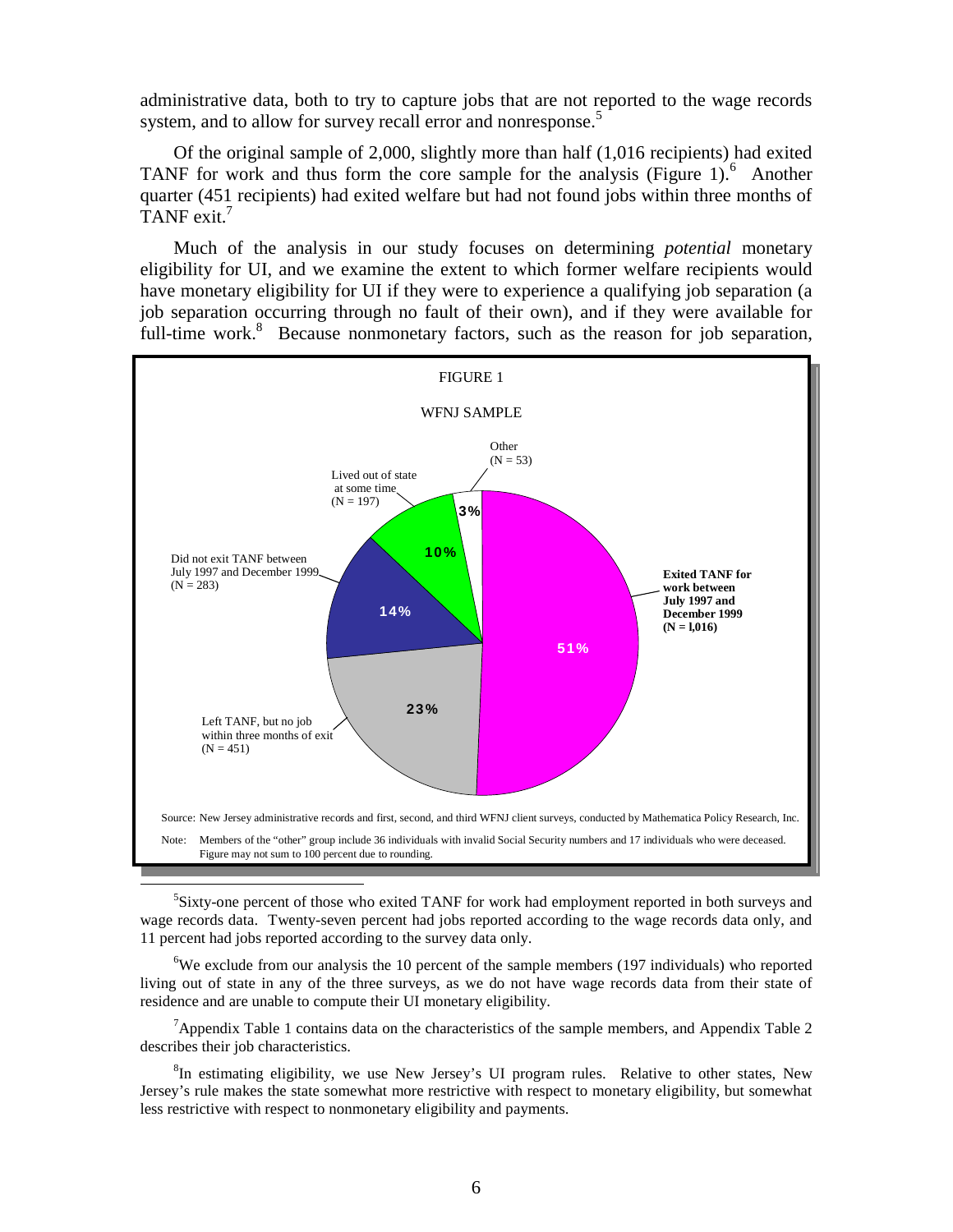administrative data, both to try to capture jobs that are not reported to the wage records system, and to allow for survey recall error and nonresponse.[5]

Of the original sample of 2,000, slightly more than half (1,016 recipients) had exited TANF for work and thus form the core sample for the analysis (Figure 1).[6] Another quarter (451 recipients) had exited welfare but had not found jobs within three months of TANF exit.[7]

Much of the analysis in our study focuses on determining *potential* monetary eligibility for UI, and we examine the extent to which former welfare recipients would have monetary eligibility for UI if they were to experience a qualifying job separation (a job separation occurring through no fault of their own), and if they were available for full-time work.[8] Because nonmonetary factors, such as the reason for job separation,

FIGURE 1

WFNJ SAMPLE

| Category | N | Percent |
|---|---|---|
| **Exited TANF for work between July 1997 and December 1999** | **1,016** | 51% |
| Left TANF, but no job within three months of exit | 451 | 23% |
| Did not exit TANF between July 1997 and December 1999 | 283 | 14% |
| Lived out of state at some time | 197 | 10% |
| Other | 53 | 3% |

Source: New Jersey administrative records and first, second, and third WFNJ client surveys, conducted by Mathematica Policy Research, Inc.

Note: Members of the "other" group include 36 individuals with invalid Social Security numbers and 17 individuals who were deceased. Figure may not sum to 100 percent due to rounding.

---

[5]Sixty-one percent of those who exited TANF for work had employment reported in both surveys and wage records data. Twenty-seven percent had jobs reported according to the wage records data only, and 11 percent had jobs reported according to the survey data only.

[6]We exclude from our analysis the 10 percent of the sample members (197 individuals) who reported living out of state in any of the three surveys, as we do not have wage records data from their state of residence and are unable to compute their UI monetary eligibility.

[7]Appendix Table 1 contains data on the characteristics of the sample members, and Appendix Table 2 describes their job characteristics.

[8]In estimating eligibility, we use New Jersey's UI program rules. Relative to other states, New Jersey's rule makes the state somewhat more restrictive with respect to monetary eligibility, but somewhat less restrictive with respect to nonmonetary eligibility and payments.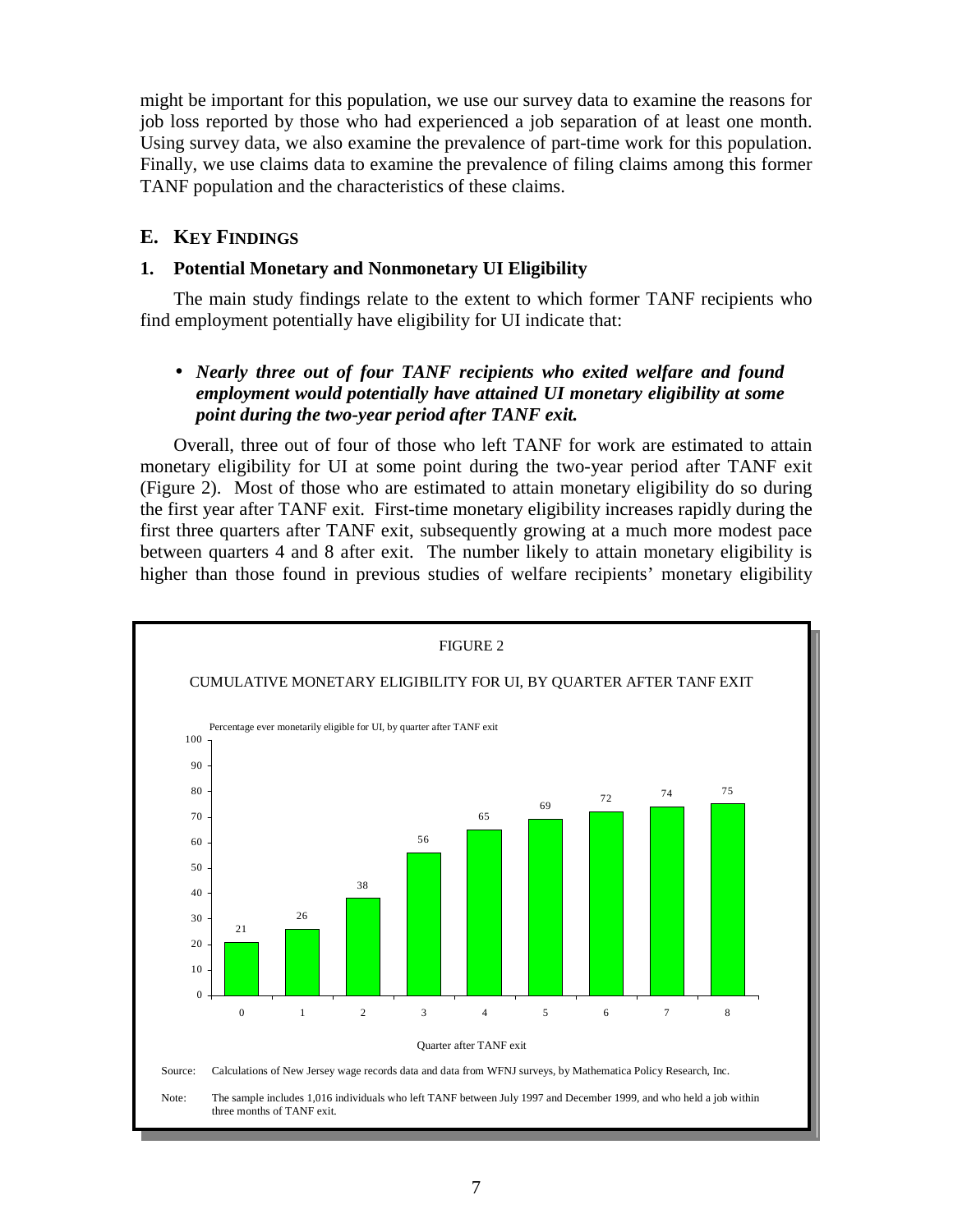might be important for this population, we use our survey data to examine the reasons for job loss reported by those who had experienced a job separation of at least one month. Using survey data, we also examine the prevalence of part-time work for this population. Finally, we use claims data to examine the prevalence of filing claims among this former TANF population and the characteristics of these claims.

## E. KEY FINDINGS

### 1. Potential Monetary and Nonmonetary UI Eligibility

The main study findings relate to the extent to which former TANF recipients who find employment potentially have eligibility for UI indicate that:

- ***Nearly three out of four TANF recipients who exited welfare and found employment would potentially have attained UI monetary eligibility at some point during the two-year period after TANF exit.***

Overall, three out of four of those who left TANF for work are estimated to attain monetary eligibility for UI at some point during the two-year period after TANF exit (Figure 2). Most of those who are estimated to attain monetary eligibility do so during the first year after TANF exit. First-time monetary eligibility increases rapidly during the first three quarters after TANF exit, subsequently growing at a much more modest pace between quarters 4 and 8 after exit. The number likely to attain monetary eligibility is higher than those found in previous studies of welfare recipients' monetary eligibility

FIGURE 2

CUMULATIVE MONETARY ELIGIBILITY FOR UI, BY QUARTER AFTER TANF EXIT

Percentage ever monetarily eligible for UI, by quarter after TANF exit

| Quarter after TANF exit | 0 | 1 | 2 | 3 | 4 | 5 | 6 | 7 | 8 |
|---|---|---|---|---|---|---|---|---|---|
| Percentage | 21 | 26 | 38 | 56 | 65 | 69 | 72 | 74 | 75 |

Source: Calculations of New Jersey wage records data and data from WFNJ surveys, by Mathematica Policy Research, Inc.

Note: The sample includes 1,016 individuals who left TANF between July 1997 and December 1999, and who held a job within three months of TANF exit.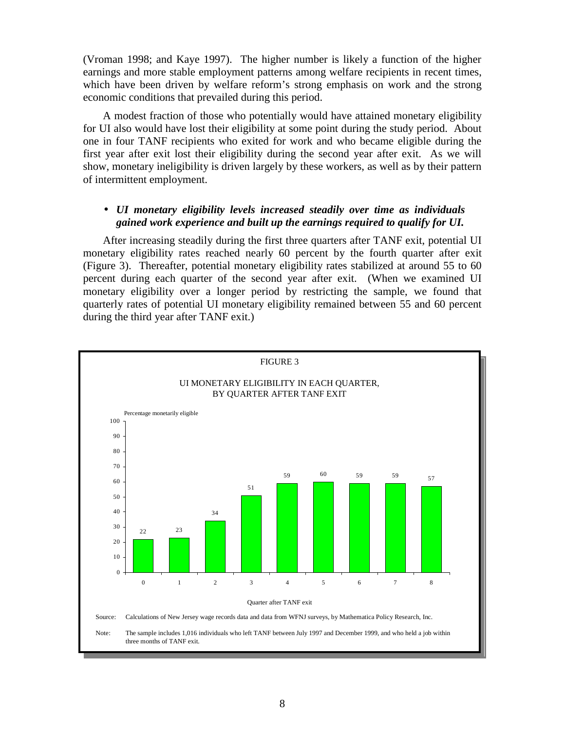(Vroman 1998; and Kaye 1997). The higher number is likely a function of the higher earnings and more stable employment patterns among welfare recipients in recent times, which have been driven by welfare reform's strong emphasis on work and the strong economic conditions that prevailed during this period.

A modest fraction of those who potentially would have attained monetary eligibility for UI also would have lost their eligibility at some point during the study period. About one in four TANF recipients who exited for work and who became eligible during the first year after exit lost their eligibility during the second year after exit. As we will show, monetary ineligibility is driven largely by these workers, as well as by their pattern of intermittent employment.

- ***UI monetary eligibility levels increased steadily over time as individuals gained work experience and built up the earnings required to qualify for UI.***

After increasing steadily during the first three quarters after TANF exit, potential UI monetary eligibility rates reached nearly 60 percent by the fourth quarter after exit (Figure 3). Thereafter, potential monetary eligibility rates stabilized at around 55 to 60 percent during each quarter of the second year after exit. (When we examined UI monetary eligibility over a longer period by restricting the sample, we found that quarterly rates of potential UI monetary eligibility remained between 55 and 60 percent during the third year after TANF exit.)

FIGURE 3

UI MONETARY ELIGIBILITY IN EACH QUARTER, BY QUARTER AFTER TANF EXIT

| Quarter after TANF exit | 0 | 1 | 2 | 3 | 4 | 5 | 6 | 7 | 8 |
|---|---|---|---|---|---|---|---|---|---|
| Percentage monetarily eligible | 22 | 23 | 34 | 51 | 59 | 60 | 59 | 59 | 57 |

Source: Calculations of New Jersey wage records data and data from WFNJ surveys, by Mathematica Policy Research, Inc.

Note: The sample includes 1,016 individuals who left TANF between July 1997 and December 1999, and who held a job within three months of TANF exit.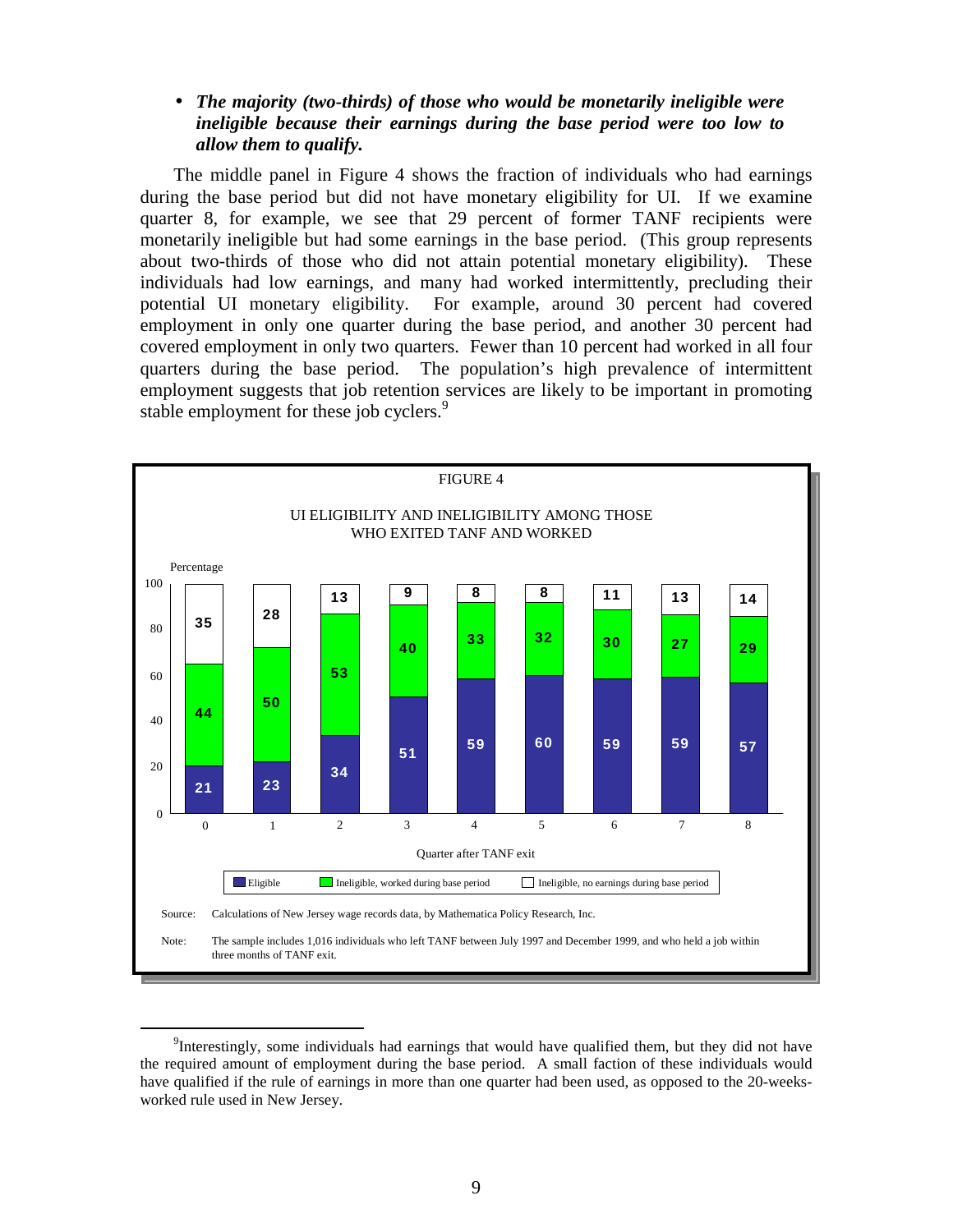- ***The majority (two-thirds) of those who would be monetarily ineligible were ineligible because their earnings during the base period were too low to allow them to qualify.***

The middle panel in Figure 4 shows the fraction of individuals who had earnings during the base period but did not have monetary eligibility for UI. If we examine quarter 8, for example, we see that 29 percent of former TANF recipients were monetarily ineligible but had some earnings in the base period. (This group represents about two-thirds of those who did not attain potential monetary eligibility). These individuals had low earnings, and many had worked intermittently, precluding their potential UI monetary eligibility. For example, around 30 percent had covered employment in only one quarter during the base period, and another 30 percent had covered employment in only two quarters. Fewer than 10 percent had worked in all four quarters during the base period. The population's high prevalence of intermittent employment suggests that job retention services are likely to be important in promoting stable employment for these job cyclers.[9]

FIGURE 4

UI ELIGIBILITY AND INELIGIBILITY AMONG THOSE WHO EXITED TANF AND WORKED

| Quarter after TANF exit | Eligible | Ineligible, worked during base period | Ineligible, no earnings during base period |
|---|---|---|---|
| 0 | 21 | 44 | 35 |
| 1 | 23 | 50 | 28 |
| 2 | 34 | 53 | 13 |
| 3 | 51 | 40 | 9 |
| 4 | 59 | 33 | 8 |
| 5 | 60 | 32 | 8 |
| 6 | 59 | 30 | 11 |
| 7 | 59 | 27 | 13 |
| 8 | 57 | 29 | 14 |

Source: Calculations of New Jersey wage records data, by Mathematica Policy Research, Inc.

Note: The sample includes 1,016 individuals who left TANF between July 1997 and December 1999, and who held a job within three months of TANF exit.

[9]Interestingly, some individuals had earnings that would have qualified them, but they did not have the required amount of employment during the base period. A small faction of these individuals would have qualified if the rule of earnings in more than one quarter had been used, as opposed to the 20-weeks-worked rule used in New Jersey.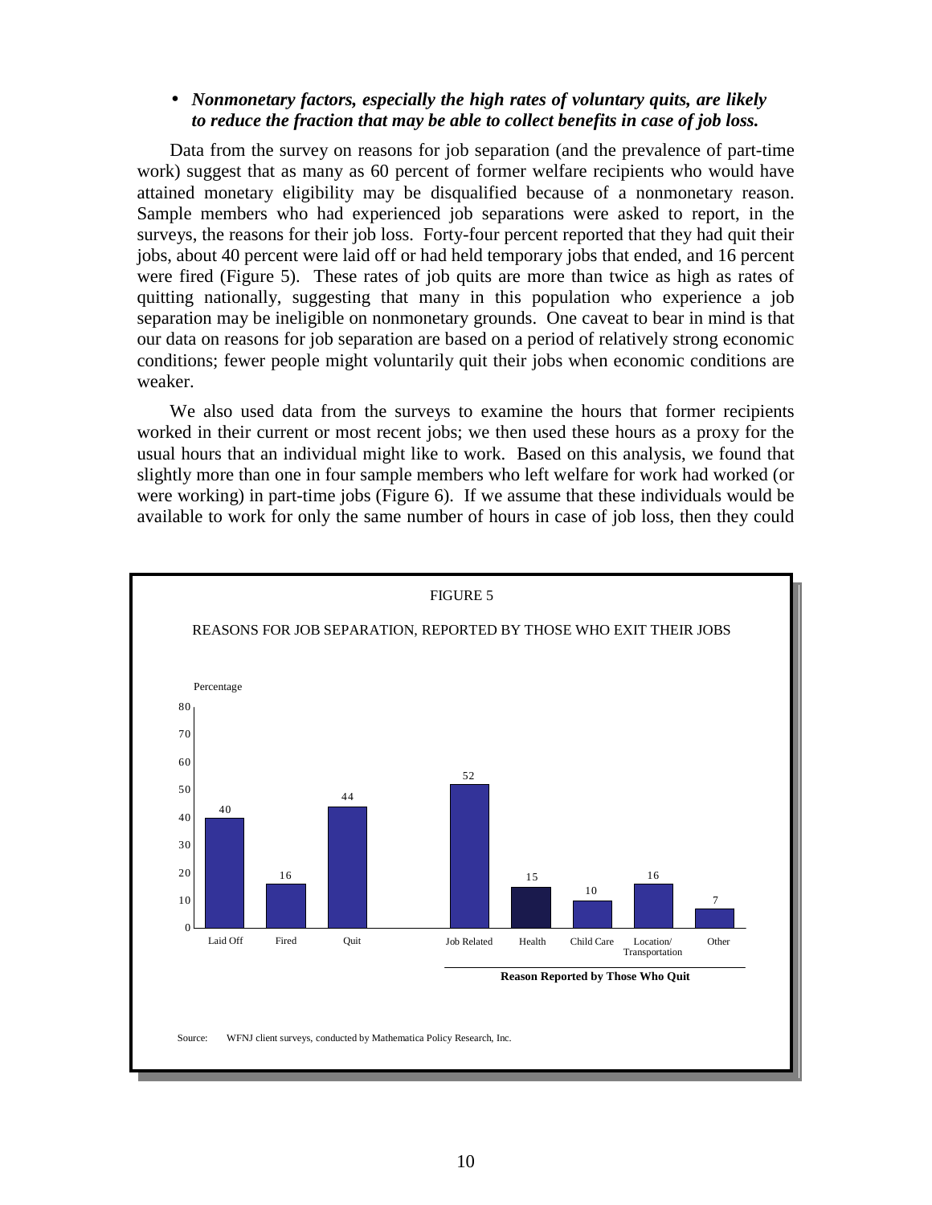- ***Nonmonetary factors, especially the high rates of voluntary quits, are likely to reduce the fraction that may be able to collect benefits in case of job loss.***

Data from the survey on reasons for job separation (and the prevalence of part-time work) suggest that as many as 60 percent of former welfare recipients who would have attained monetary eligibility may be disqualified because of a nonmonetary reason. Sample members who had experienced job separations were asked to report, in the surveys, the reasons for their job loss. Forty-four percent reported that they had quit their jobs, about 40 percent were laid off or had held temporary jobs that ended, and 16 percent were fired (Figure 5). These rates of job quits are more than twice as high as rates of quitting nationally, suggesting that many in this population who experience a job separation may be ineligible on nonmonetary grounds. One caveat to bear in mind is that our data on reasons for job separation are based on a period of relatively strong economic conditions; fewer people might voluntarily quit their jobs when economic conditions are weaker.

We also used data from the surveys to examine the hours that former recipients worked in their current or most recent jobs; we then used these hours as a proxy for the usual hours that an individual might like to work. Based on this analysis, we found that slightly more than one in four sample members who left welfare for work had worked (or were working) in part-time jobs (Figure 6). If we assume that these individuals would be available to work for only the same number of hours in case of job loss, then they could

FIGURE 5

REASONS FOR JOB SEPARATION, REPORTED BY THOSE WHO EXIT THEIR JOBS

| Reason | Percentage |
|---|---|
| Laid Off | 40 |
| Fired | 16 |
| Quit | 44 |
| *Reason Reported by Those Who Quit:* | |
| Job Related | 52 |
| Health | 15 |
| Child Care | 10 |
| Location/Transportation | 16 |
| Other | 7 |

Source: WFNJ client surveys, conducted by Mathematica Policy Research, Inc.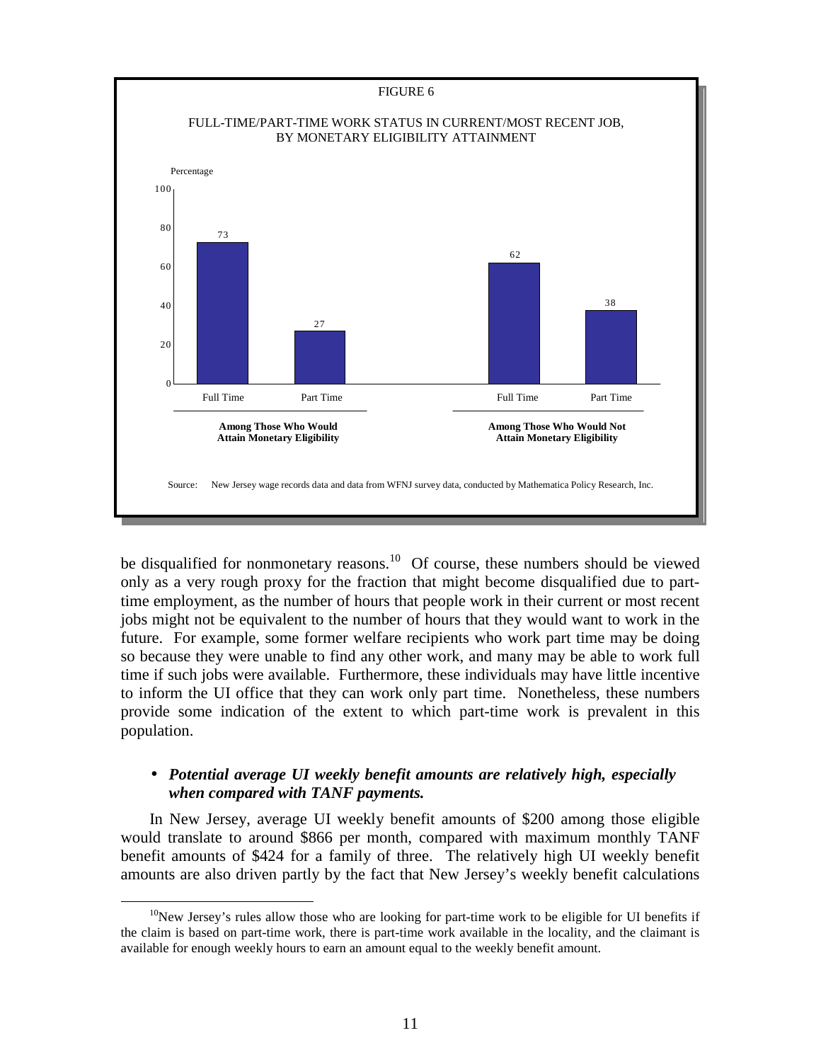FIGURE 6

FULL-TIME/PART-TIME WORK STATUS IN CURRENT/MOST RECENT JOB, BY MONETARY ELIGIBILITY ATTAINMENT

| | Among Those Who Would Attain Monetary Eligibility | | Among Those Who Would Not Attain Monetary Eligibility | |
|---|---|---|---|---|
| | Full Time | Part Time | Full Time | Part Time |
| Percentage | 73 | 27 | 62 | 38 |

Source: New Jersey wage records data and data from WFNJ survey data, conducted by Mathematica Policy Research, Inc.

be disqualified for nonmonetary reasons.[10] Of course, these numbers should be viewed only as a very rough proxy for the fraction that might become disqualified due to part-time employment, as the number of hours that people work in their current or most recent jobs might not be equivalent to the number of hours that they would want to work in the future. For example, some former welfare recipients who work part time may be doing so because they were unable to find any other work, and many may be able to work full time if such jobs were available. Furthermore, these individuals may have little incentive to inform the UI office that they can work only part time. Nonetheless, these numbers provide some indication of the extent to which part-time work is prevalent in this population.

- ***Potential average UI weekly benefit amounts are relatively high, especially when compared with TANF payments.***

In New Jersey, average UI weekly benefit amounts of $200 among those eligible would translate to around $866 per month, compared with maximum monthly TANF benefit amounts of $424 for a family of three. The relatively high UI weekly benefit amounts are also driven partly by the fact that New Jersey's weekly benefit calculations

[10] New Jersey's rules allow those who are looking for part-time work to be eligible for UI benefits if the claim is based on part-time work, there is part-time work available in the locality, and the claimant is available for enough weekly hours to earn an amount equal to the weekly benefit amount.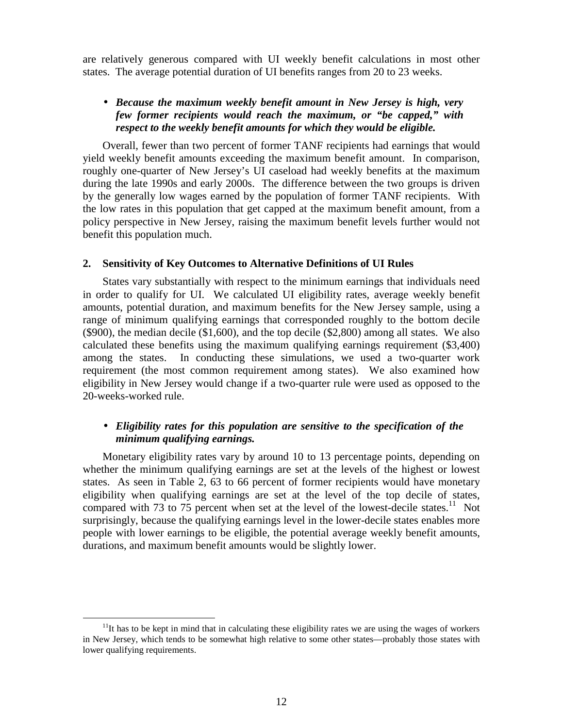are relatively generous compared with UI weekly benefit calculations in most other states. The average potential duration of UI benefits ranges from 20 to 23 weeks.

- ***Because the maximum weekly benefit amount in New Jersey is high, very few former recipients would reach the maximum, or "be capped," with respect to the weekly benefit amounts for which they would be eligible.***

Overall, fewer than two percent of former TANF recipients had earnings that would yield weekly benefit amounts exceeding the maximum benefit amount. In comparison, roughly one-quarter of New Jersey's UI caseload had weekly benefits at the maximum during the late 1990s and early 2000s. The difference between the two groups is driven by the generally low wages earned by the population of former TANF recipients. With the low rates in this population that get capped at the maximum benefit amount, from a policy perspective in New Jersey, raising the maximum benefit levels further would not benefit this population much.

### 2. Sensitivity of Key Outcomes to Alternative Definitions of UI Rules

States vary substantially with respect to the minimum earnings that individuals need in order to qualify for UI. We calculated UI eligibility rates, average weekly benefit amounts, potential duration, and maximum benefits for the New Jersey sample, using a range of minimum qualifying earnings that corresponded roughly to the bottom decile ($900), the median decile ($1,600), and the top decile ($2,800) among all states. We also calculated these benefits using the maximum qualifying earnings requirement ($3,400) among the states. In conducting these simulations, we used a two-quarter work requirement (the most common requirement among states). We also examined how eligibility in New Jersey would change if a two-quarter rule were used as opposed to the 20-weeks-worked rule.

- ***Eligibility rates for this population are sensitive to the specification of the minimum qualifying earnings.***

Monetary eligibility rates vary by around 10 to 13 percentage points, depending on whether the minimum qualifying earnings are set at the levels of the highest or lowest states. As seen in Table 2, 63 to 66 percent of former recipients would have monetary eligibility when qualifying earnings are set at the level of the top decile of states, compared with 73 to 75 percent when set at the level of the lowest-decile states.[11] Not surprisingly, because the qualifying earnings level in the lower-decile states enables more people with lower earnings to be eligible, the potential average weekly benefit amounts, durations, and maximum benefit amounts would be slightly lower.

[11]It has to be kept in mind that in calculating these eligibility rates we are using the wages of workers in New Jersey, which tends to be somewhat high relative to some other states—probably those states with lower qualifying requirements.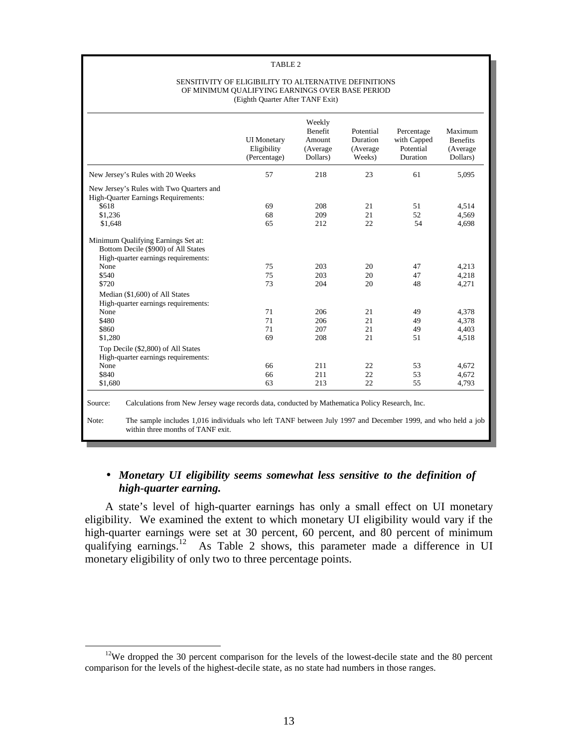TABLE 2

SENSITIVITY OF ELIGIBILITY TO ALTERNATIVE DEFINITIONS OF MINIMUM QUALIFYING EARNINGS OVER BASE PERIOD
(Eighth Quarter After TANF Exit)

| | UI Monetary Eligibility (Percentage) | Weekly Benefit Amount (Average Dollars) | Potential Duration (Average Weeks) | Percentage with Capped Potential Duration | Maximum Benefits (Average Dollars) |
|---|---|---|---|---|---|
| New Jersey's Rules with 20 Weeks | 57 | 218 | 23 | 61 | 5,095 |
| New Jersey's Rules with Two Quarters and High-Quarter Earnings Requirements: | | | | | |
| $618 | 69 | 208 | 21 | 51 | 4,514 |
| $1,236 | 68 | 209 | 21 | 52 | 4,569 |
| $1,648 | 65 | 212 | 22 | 54 | 4,698 |
| Minimum Qualifying Earnings Set at: | | | | | |
| Bottom Decile ($900) of All States | | | | | |
| High-quarter earnings requirements: | | | | | |
| None | 75 | 203 | 20 | 47 | 4,213 |
| $540 | 75 | 203 | 20 | 47 | 4,218 |
| $720 | 73 | 204 | 20 | 48 | 4,271 |
| Median ($1,600) of All States | | | | | |
| High-quarter earnings requirements: | | | | | |
| None | 71 | 206 | 21 | 49 | 4,378 |
| $480 | 71 | 206 | 21 | 49 | 4,378 |
| $860 | 71 | 207 | 21 | 49 | 4,403 |
| $1,280 | 69 | 208 | 21 | 51 | 4,518 |
| Top Decile ($2,800) of All States | | | | | |
| High-quarter earnings requirements: | | | | | |
| None | 66 | 211 | 22 | 53 | 4,672 |
| $840 | 66 | 211 | 22 | 53 | 4,672 |
| $1,680 | 63 | 213 | 22 | 55 | 4,793 |

Source: Calculations from New Jersey wage records data, conducted by Mathematica Policy Research, Inc.

Note: The sample includes 1,016 individuals who left TANF between July 1997 and December 1999, and who held a job within three months of TANF exit.

- ***Monetary UI eligibility seems somewhat less sensitive to the definition of high-quarter earning.***

A state's level of high-quarter earnings has only a small effect on UI monetary eligibility. We examined the extent to which monetary UI eligibility would vary if the high-quarter earnings were set at 30 percent, 60 percent, and 80 percent of minimum qualifying earnings.[12] As Table 2 shows, this parameter made a difference in UI monetary eligibility of only two to three percentage points.

[12]We dropped the 30 percent comparison for the levels of the lowest-decile state and the 80 percent comparison for the levels of the highest-decile state, as no state had numbers in those ranges.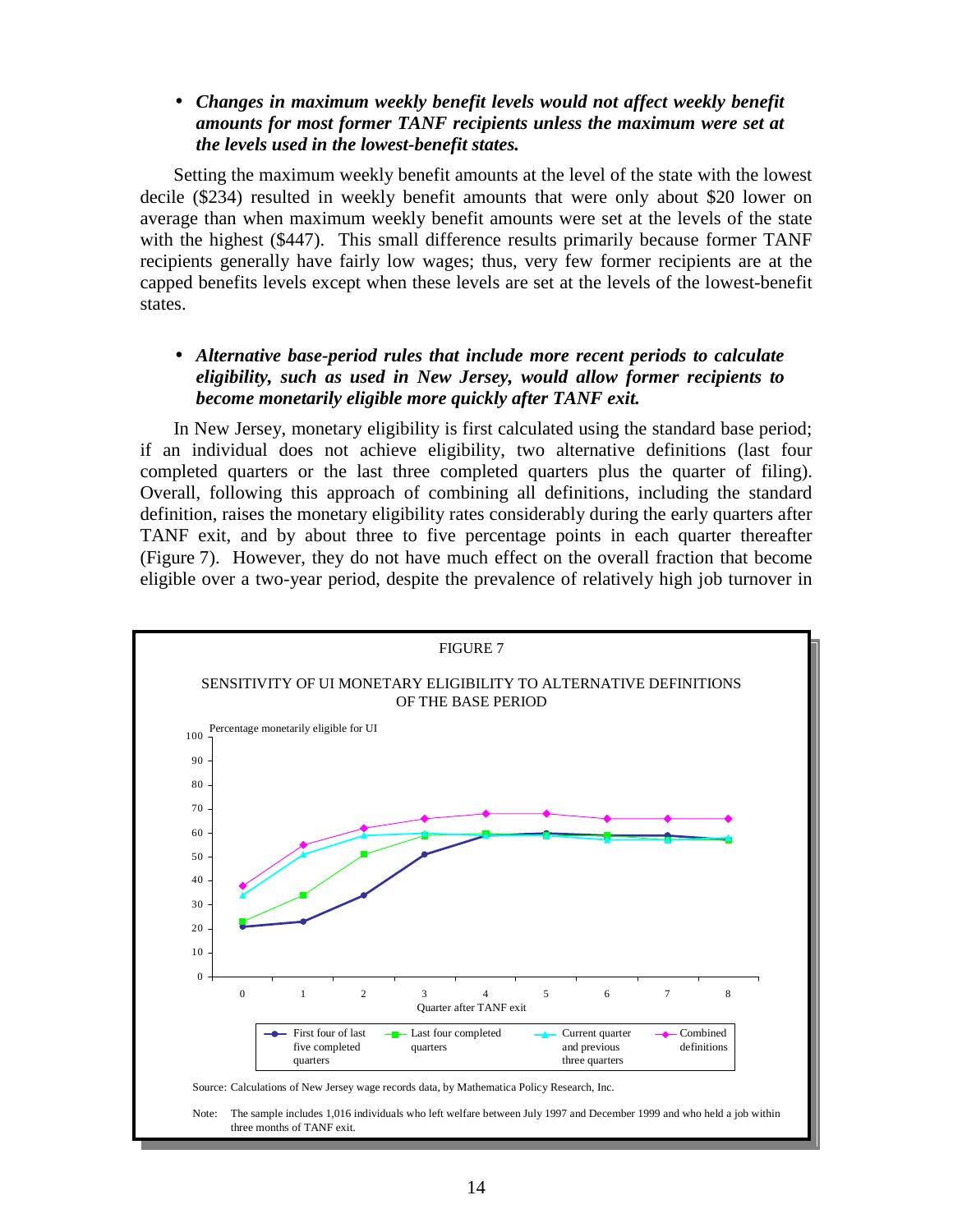- ***Changes in maximum weekly benefit levels would not affect weekly benefit amounts for most former TANF recipients unless the maximum were set at the levels used in the lowest-benefit states.***

Setting the maximum weekly benefit amounts at the level of the state with the lowest decile ($234) resulted in weekly benefit amounts that were only about $20 lower on average than when maximum weekly benefit amounts were set at the levels of the state with the highest ($447). This small difference results primarily because former TANF recipients generally have fairly low wages; thus, very few former recipients are at the capped benefits levels except when these levels are set at the levels of the lowest-benefit states.

- ***Alternative base-period rules that include more recent periods to calculate eligibility, such as used in New Jersey, would allow former recipients to become monetarily eligible more quickly after TANF exit.***

In New Jersey, monetary eligibility is first calculated using the standard base period; if an individual does not achieve eligibility, two alternative definitions (last four completed quarters or the last three completed quarters plus the quarter of filing). Overall, following this approach of combining all definitions, including the standard definition, raises the monetary eligibility rates considerably during the early quarters after TANF exit, and by about three to five percentage points in each quarter thereafter (Figure 7). However, they do not have much effect on the overall fraction that become eligible over a two-year period, despite the prevalence of relatively high job turnover in

FIGURE 7

SENSITIVITY OF UI MONETARY ELIGIBILITY TO ALTERNATIVE DEFINITIONS OF THE BASE PERIOD

Source: Calculations of New Jersey wage records data, by Mathematica Policy Research, Inc.

Note: The sample includes 1,016 individuals who left welfare between July 1997 and December 1999 and who held a job within three months of TANF exit.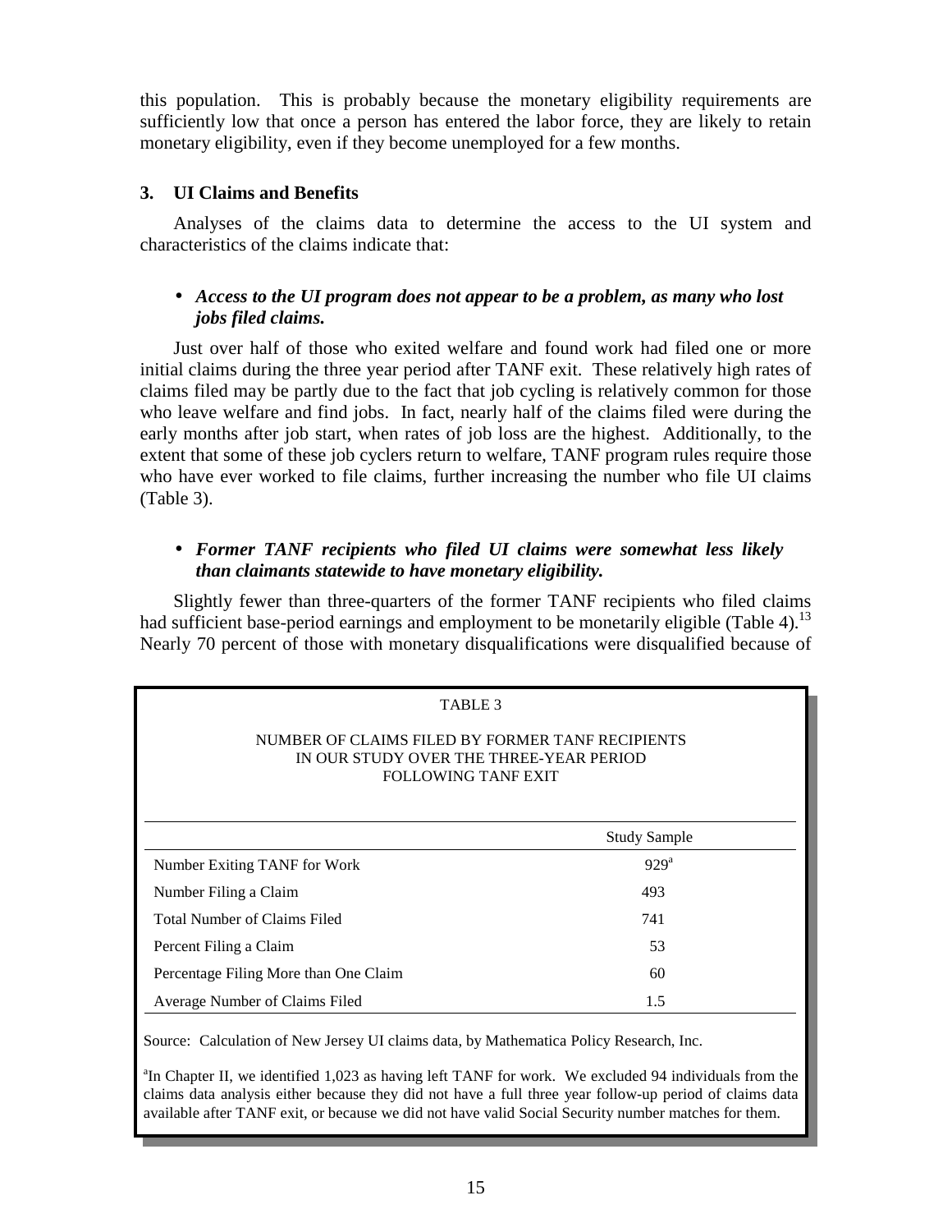this population. This is probably because the monetary eligibility requirements are sufficiently low that once a person has entered the labor force, they are likely to retain monetary eligibility, even if they become unemployed for a few months.

### 3. UI Claims and Benefits

Analyses of the claims data to determine the access to the UI system and characteristics of the claims indicate that:

- ***Access to the UI program does not appear to be a problem, as many who lost jobs filed claims.***

Just over half of those who exited welfare and found work had filed one or more initial claims during the three year period after TANF exit. These relatively high rates of claims filed may be partly due to the fact that job cycling is relatively common for those who leave welfare and find jobs. In fact, nearly half of the claims filed were during the early months after job start, when rates of job loss are the highest. Additionally, to the extent that some of these job cyclers return to welfare, TANF program rules require those who have ever worked to file claims, further increasing the number who file UI claims (Table 3).

- ***Former TANF recipients who filed UI claims were somewhat less likely than claimants statewide to have monetary eligibility.***

Slightly fewer than three-quarters of the former TANF recipients who filed claims had sufficient base-period earnings and employment to be monetarily eligible (Table 4).[13] Nearly 70 percent of those with monetary disqualifications were disqualified because of

TABLE 3

NUMBER OF CLAIMS FILED BY FORMER TANF RECIPIENTS IN OUR STUDY OVER THE THREE-YEAR PERIOD FOLLOWING TANF EXIT

| | Study Sample |
|---|---|
| Number Exiting TANF for Work | 929[a] |
| Number Filing a Claim | 493 |
| Total Number of Claims Filed | 741 |
| Percent Filing a Claim | 53 |
| Percentage Filing More than One Claim | 60 |
| Average Number of Claims Filed | 1.5 |

Source: Calculation of New Jersey UI claims data, by Mathematica Policy Research, Inc.

[a]In Chapter II, we identified 1,023 as having left TANF for work. We excluded 94 individuals from the claims data analysis either because they did not have a full three year follow-up period of claims data available after TANF exit, or because we did not have valid Social Security number matches for them.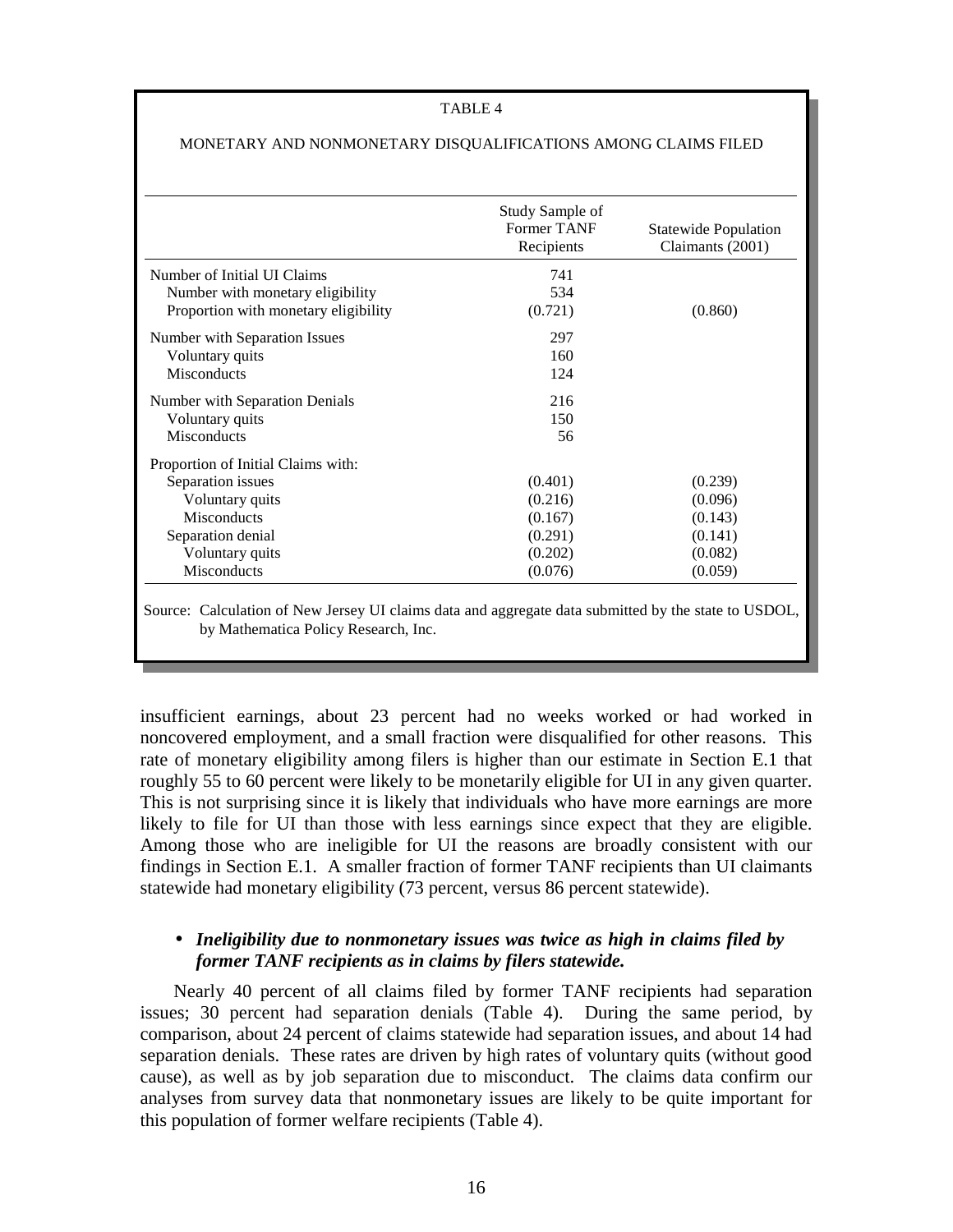TABLE 4

MONETARY AND NONMONETARY DISQUALIFICATIONS AMONG CLAIMS FILED

| | Study Sample of Former TANF Recipients | Statewide Population Claimants (2001) |
|---|---|---|
| Number of Initial UI Claims | 741 | |
| Number with monetary eligibility | 534 | |
| Proportion with monetary eligibility | (0.721) | (0.860) |
| Number with Separation Issues | 297 | |
| Voluntary quits | 160 | |
| Misconducts | 124 | |
| Number with Separation Denials | 216 | |
| Voluntary quits | 150 | |
| Misconducts | 56 | |
| Proportion of Initial Claims with: | | |
| Separation issues | (0.401) | (0.239) |
| Voluntary quits | (0.216) | (0.096) |
| Misconducts | (0.167) | (0.143) |
| Separation denial | (0.291) | (0.141) |
| Voluntary quits | (0.202) | (0.082) |
| Misconducts | (0.076) | (0.059) |

Source: Calculation of New Jersey UI claims data and aggregate data submitted by the state to USDOL, by Mathematica Policy Research, Inc.

insufficient earnings, about 23 percent had no weeks worked or had worked in noncovered employment, and a small fraction were disqualified for other reasons. This rate of monetary eligibility among filers is higher than our estimate in Section E.1 that roughly 55 to 60 percent were likely to be monetarily eligible for UI in any given quarter. This is not surprising since it is likely that individuals who have more earnings are more likely to file for UI than those with less earnings since expect that they are eligible. Among those who are ineligible for UI the reasons are broadly consistent with our findings in Section E.1. A smaller fraction of former TANF recipients than UI claimants statewide had monetary eligibility (73 percent, versus 86 percent statewide).

- ***Ineligibility due to nonmonetary issues was twice as high in claims filed by former TANF recipients as in claims by filers statewide.***

Nearly 40 percent of all claims filed by former TANF recipients had separation issues; 30 percent had separation denials (Table 4). During the same period, by comparison, about 24 percent of claims statewide had separation issues, and about 14 had separation denials. These rates are driven by high rates of voluntary quits (without good cause), as well as by job separation due to misconduct. The claims data confirm our analyses from survey data that nonmonetary issues are likely to be quite important for this population of former welfare recipients (Table 4).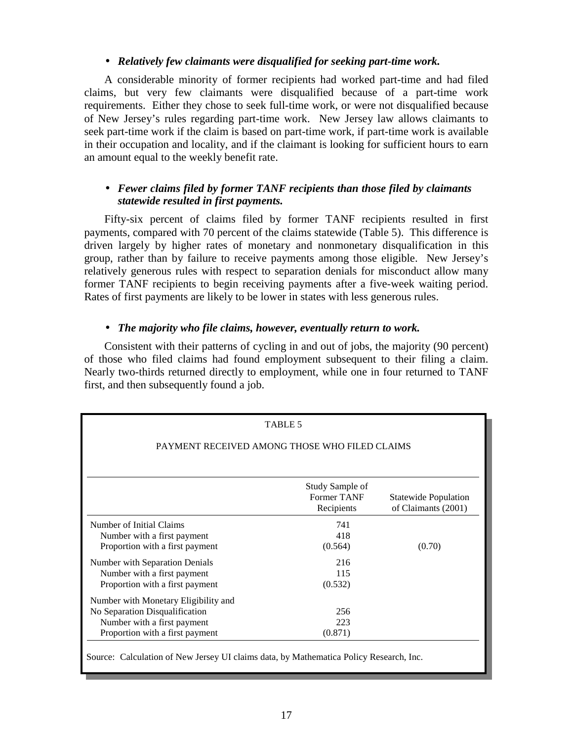- ***Relatively few claimants were disqualified for seeking part-time work.***

A considerable minority of former recipients had worked part-time and had filed claims, but very few claimants were disqualified because of a part-time work requirements. Either they chose to seek full-time work, or were not disqualified because of New Jersey's rules regarding part-time work. New Jersey law allows claimants to seek part-time work if the claim is based on part-time work, if part-time work is available in their occupation and locality, and if the claimant is looking for sufficient hours to earn an amount equal to the weekly benefit rate.

- ***Fewer claims filed by former TANF recipients than those filed by claimants statewide resulted in first payments.***

Fifty-six percent of claims filed by former TANF recipients resulted in first payments, compared with 70 percent of the claims statewide (Table 5). This difference is driven largely by higher rates of monetary and nonmonetary disqualification in this group, rather than by failure to receive payments among those eligible. New Jersey's relatively generous rules with respect to separation denials for misconduct allow many former TANF recipients to begin receiving payments after a five-week waiting period. Rates of first payments are likely to be lower in states with less generous rules.

- ***The majority who file claims, however, eventually return to work.***

Consistent with their patterns of cycling in and out of jobs, the majority (90 percent) of those who filed claims had found employment subsequent to their filing a claim. Nearly two-thirds returned directly to employment, while one in four returned to TANF first, and then subsequently found a job.

TABLE 5

PAYMENT RECEIVED AMONG THOSE WHO FILED CLAIMS

| | Study Sample of Former TANF Recipients | Statewide Population of Claimants (2001) |
|---|---|---|
| Number of Initial Claims | 741 | |
| Number with a first payment | 418 | |
| Proportion with a first payment | (0.564) | (0.70) |
| Number with Separation Denials | 216 | |
| Number with a first payment | 115 | |
| Proportion with a first payment | (0.532) | |
| Number with Monetary Eligibility and No Separation Disqualification | 256 | |
| Number with a first payment | 223 | |
| Proportion with a first payment | (0.871) | |

Source: Calculation of New Jersey UI claims data, by Mathematica Policy Research, Inc.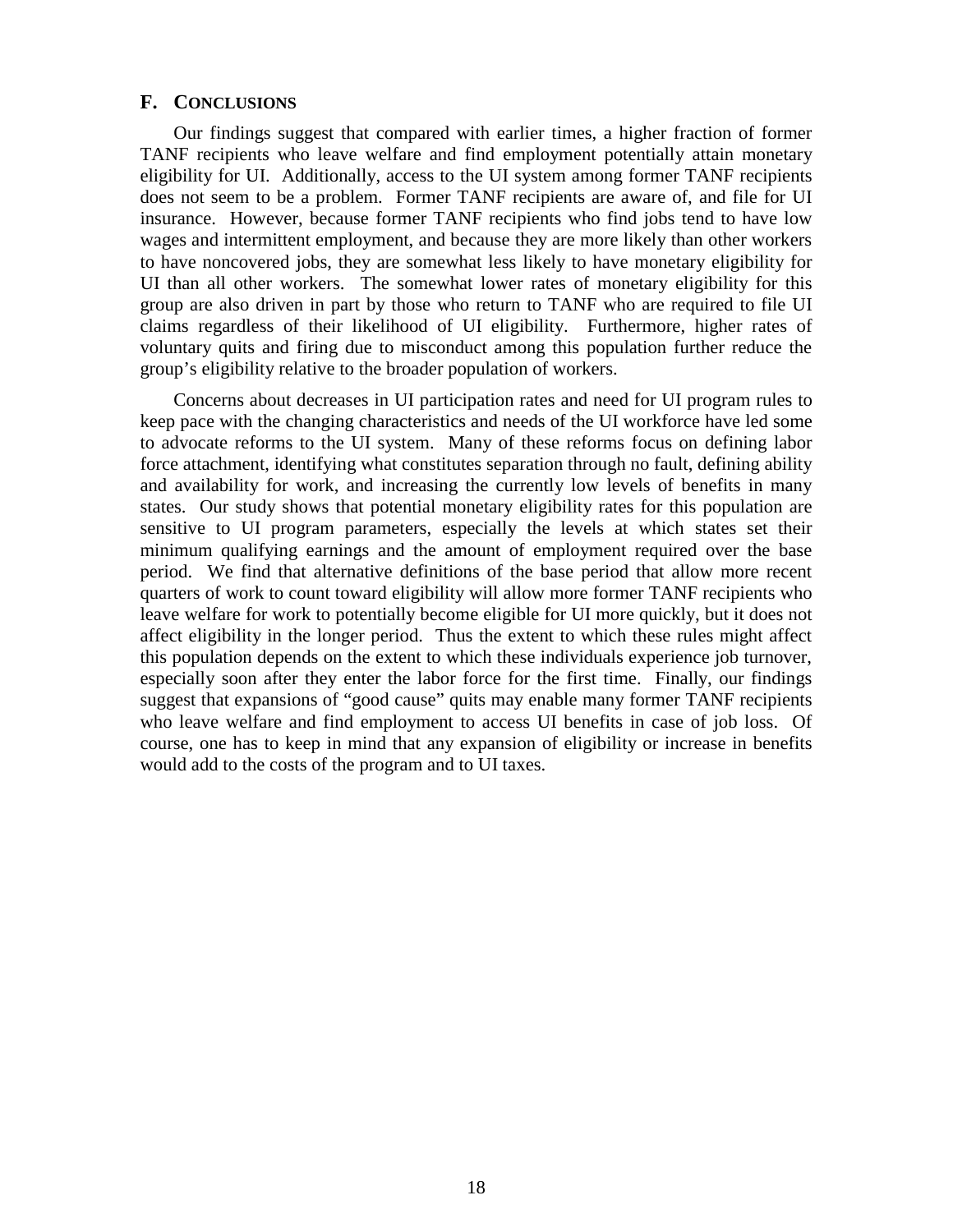## F. CONCLUSIONS

Our findings suggest that compared with earlier times, a higher fraction of former TANF recipients who leave welfare and find employment potentially attain monetary eligibility for UI. Additionally, access to the UI system among former TANF recipients does not seem to be a problem. Former TANF recipients are aware of, and file for UI insurance. However, because former TANF recipients who find jobs tend to have low wages and intermittent employment, and because they are more likely than other workers to have noncovered jobs, they are somewhat less likely to have monetary eligibility for UI than all other workers. The somewhat lower rates of monetary eligibility for this group are also driven in part by those who return to TANF who are required to file UI claims regardless of their likelihood of UI eligibility. Furthermore, higher rates of voluntary quits and firing due to misconduct among this population further reduce the group's eligibility relative to the broader population of workers.

Concerns about decreases in UI participation rates and need for UI program rules to keep pace with the changing characteristics and needs of the UI workforce have led some to advocate reforms to the UI system. Many of these reforms focus on defining labor force attachment, identifying what constitutes separation through no fault, defining ability and availability for work, and increasing the currently low levels of benefits in many states. Our study shows that potential monetary eligibility rates for this population are sensitive to UI program parameters, especially the levels at which states set their minimum qualifying earnings and the amount of employment required over the base period. We find that alternative definitions of the base period that allow more recent quarters of work to count toward eligibility will allow more former TANF recipients who leave welfare for work to potentially become eligible for UI more quickly, but it does not affect eligibility in the longer period. Thus the extent to which these rules might affect this population depends on the extent to which these individuals experience job turnover, especially soon after they enter the labor force for the first time. Finally, our findings suggest that expansions of "good cause" quits may enable many former TANF recipients who leave welfare and find employment to access UI benefits in case of job loss. Of course, one has to keep in mind that any expansion of eligibility or increase in benefits would add to the costs of the program and to UI taxes.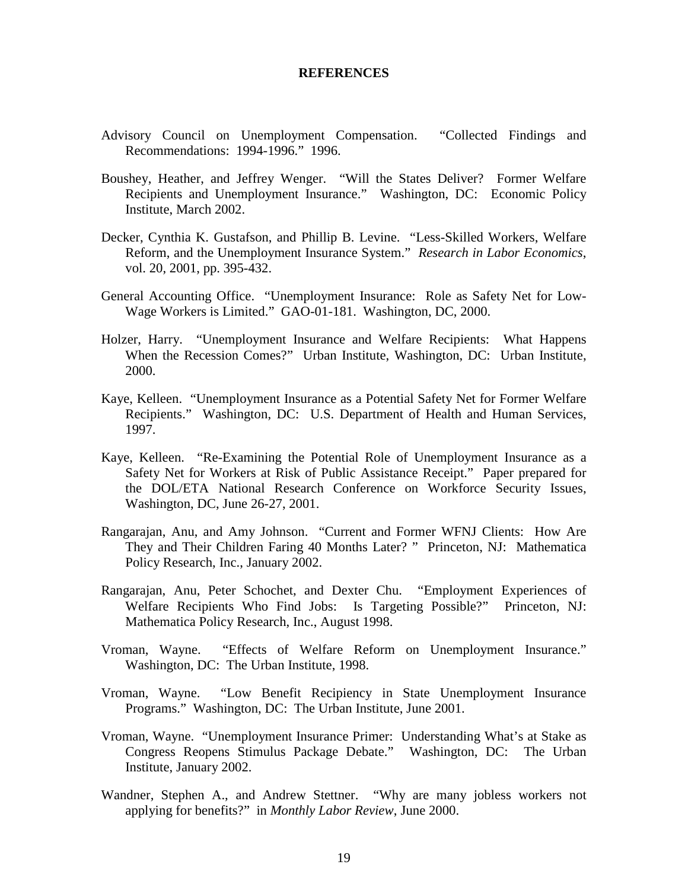# REFERENCES

Advisory Council on Unemployment Compensation. "Collected Findings and Recommendations: 1994-1996." 1996.

Boushey, Heather, and Jeffrey Wenger. "Will the States Deliver? Former Welfare Recipients and Unemployment Insurance." Washington, DC: Economic Policy Institute, March 2002.

Decker, Cynthia K. Gustafson, and Phillip B. Levine. "Less-Skilled Workers, Welfare Reform, and the Unemployment Insurance System." *Research in Labor Economics*, vol. 20, 2001, pp. 395-432.

General Accounting Office. "Unemployment Insurance: Role as Safety Net for Low-Wage Workers is Limited." GAO-01-181. Washington, DC, 2000.

Holzer, Harry. "Unemployment Insurance and Welfare Recipients: What Happens When the Recession Comes?" Urban Institute, Washington, DC: Urban Institute, 2000.

Kaye, Kelleen. "Unemployment Insurance as a Potential Safety Net for Former Welfare Recipients." Washington, DC: U.S. Department of Health and Human Services, 1997.

Kaye, Kelleen. "Re-Examining the Potential Role of Unemployment Insurance as a Safety Net for Workers at Risk of Public Assistance Receipt." Paper prepared for the DOL/ETA National Research Conference on Workforce Security Issues, Washington, DC, June 26-27, 2001.

Rangarajan, Anu, and Amy Johnson. "Current and Former WFNJ Clients: How Are They and Their Children Faring 40 Months Later? " Princeton, NJ: Mathematica Policy Research, Inc., January 2002.

Rangarajan, Anu, Peter Schochet, and Dexter Chu. "Employment Experiences of Welfare Recipients Who Find Jobs: Is Targeting Possible?" Princeton, NJ: Mathematica Policy Research, Inc., August 1998.

Vroman, Wayne. "Effects of Welfare Reform on Unemployment Insurance." Washington, DC: The Urban Institute, 1998.

Vroman, Wayne. "Low Benefit Recipiency in State Unemployment Insurance Programs." Washington, DC: The Urban Institute, June 2001.

Vroman, Wayne. "Unemployment Insurance Primer: Understanding What's at Stake as Congress Reopens Stimulus Package Debate." Washington, DC: The Urban Institute, January 2002.

Wandner, Stephen A., and Andrew Stettner. "Why are many jobless workers not applying for benefits?" in *Monthly Labor Review*, June 2000.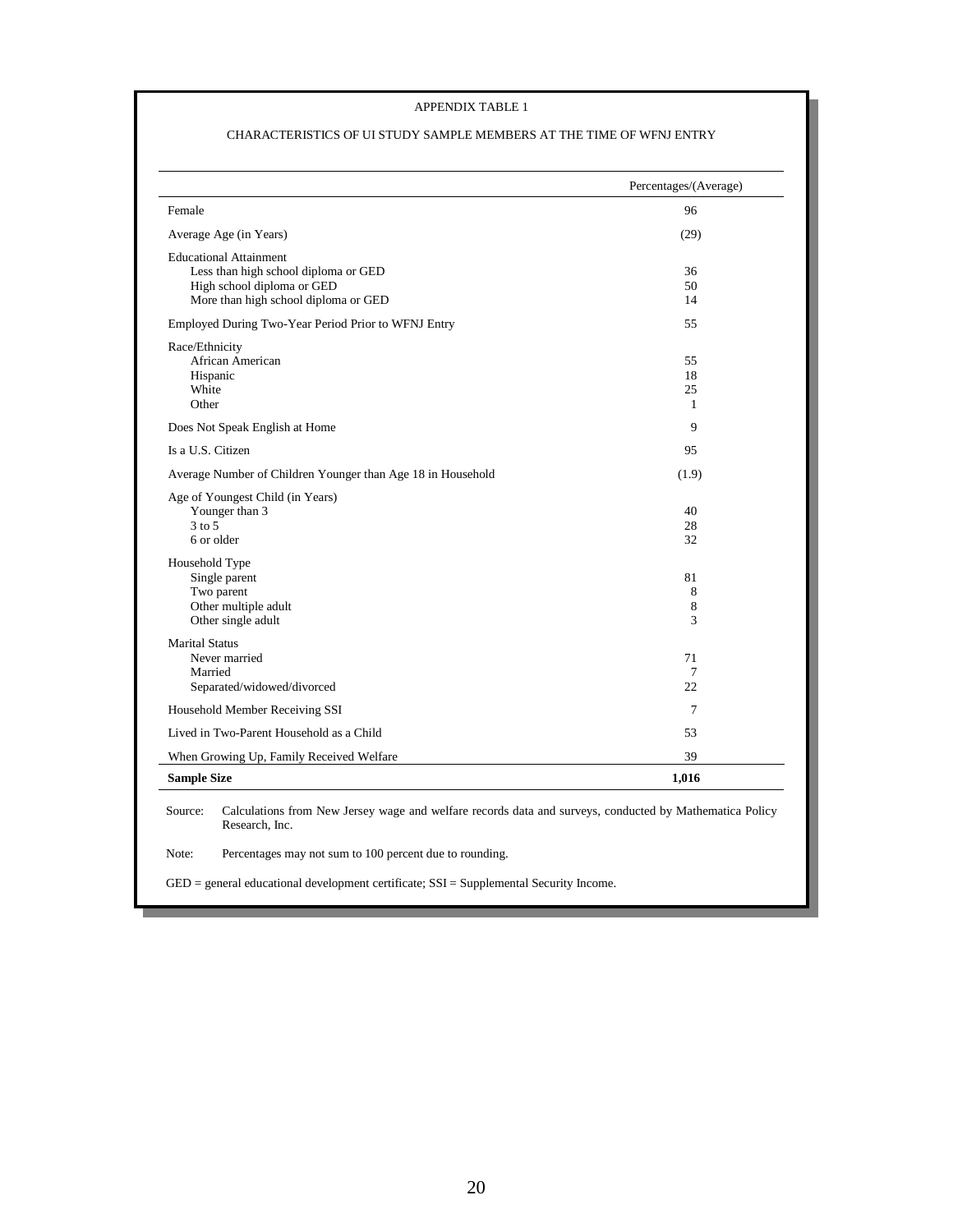APPENDIX TABLE 1

CHARACTERISTICS OF UI STUDY SAMPLE MEMBERS AT THE TIME OF WFNJ ENTRY

| | Percentages/(Average) |
|---|---|
| Female | 96 |
| Average Age (in Years) | (29) |
| Educational Attainment | |
| Less than high school diploma or GED | 36 |
| High school diploma or GED | 50 |
| More than high school diploma or GED | 14 |
| Employed During Two-Year Period Prior to WFNJ Entry | 55 |
| Race/Ethnicity | |
| African American | 55 |
| Hispanic | 18 |
| White | 25 |
| Other | 1 |
| Does Not Speak English at Home | 9 |
| Is a U.S. Citizen | 95 |
| Average Number of Children Younger than Age 18 in Household | (1.9) |
| Age of Youngest Child (in Years) | |
| Younger than 3 | 40 |
| 3 to 5 | 28 |
| 6 or older | 32 |
| Household Type | |
| Single parent | 81 |
| Two parent | 8 |
| Other multiple adult | 8 |
| Other single adult | 3 |
| Marital Status | |
| Never married | 71 |
| Married | 7 |
| Separated/widowed/divorced | 22 |
| Household Member Receiving SSI | 7 |
| Lived in Two-Parent Household as a Child | 53 |
| When Growing Up, Family Received Welfare | 39 |
| **Sample Size** | **1,016** |

Source: Calculations from New Jersey wage and welfare records data and surveys, conducted by Mathematica Policy Research, Inc.

Note: Percentages may not sum to 100 percent due to rounding.

GED = general educational development certificate; SSI = Supplemental Security Income.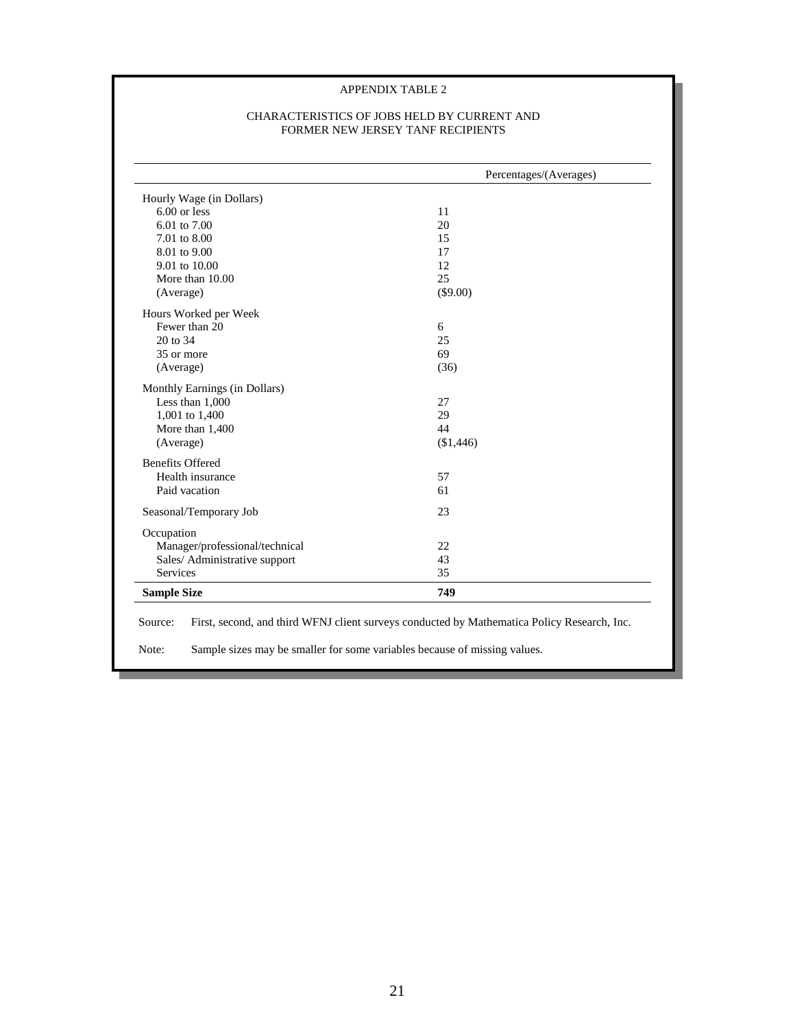APPENDIX TABLE 2

CHARACTERISTICS OF JOBS HELD BY CURRENT AND FORMER NEW JERSEY TANF RECIPIENTS

| | Percentages/(Averages) |
|---|---|
| Hourly Wage (in Dollars) | |
| 6.00 or less | 11 |
| 6.01 to 7.00 | 20 |
| 7.01 to 8.00 | 15 |
| 8.01 to 9.00 | 17 |
| 9.01 to 10.00 | 12 |
| More than 10.00 | 25 |
| (Average) | ($9.00) |
| Hours Worked per Week | |
| Fewer than 20 | 6 |
| 20 to 34 | 25 |
| 35 or more | 69 |
| (Average) | (36) |
| Monthly Earnings (in Dollars) | |
| Less than 1,000 | 27 |
| 1,001 to 1,400 | 29 |
| More than 1,400 | 44 |
| (Average) | ($1,446) |
| Benefits Offered | |
| Health insurance | 57 |
| Paid vacation | 61 |
| Seasonal/Temporary Job | 23 |
| Occupation | |
| Manager/professional/technical | 22 |
| Sales/ Administrative support | 43 |
| Services | 35 |
| **Sample Size** | **749** |

Source: First, second, and third WFNJ client surveys conducted by Mathematica Policy Research, Inc.

Note: Sample sizes may be smaller for some variables because of missing values.